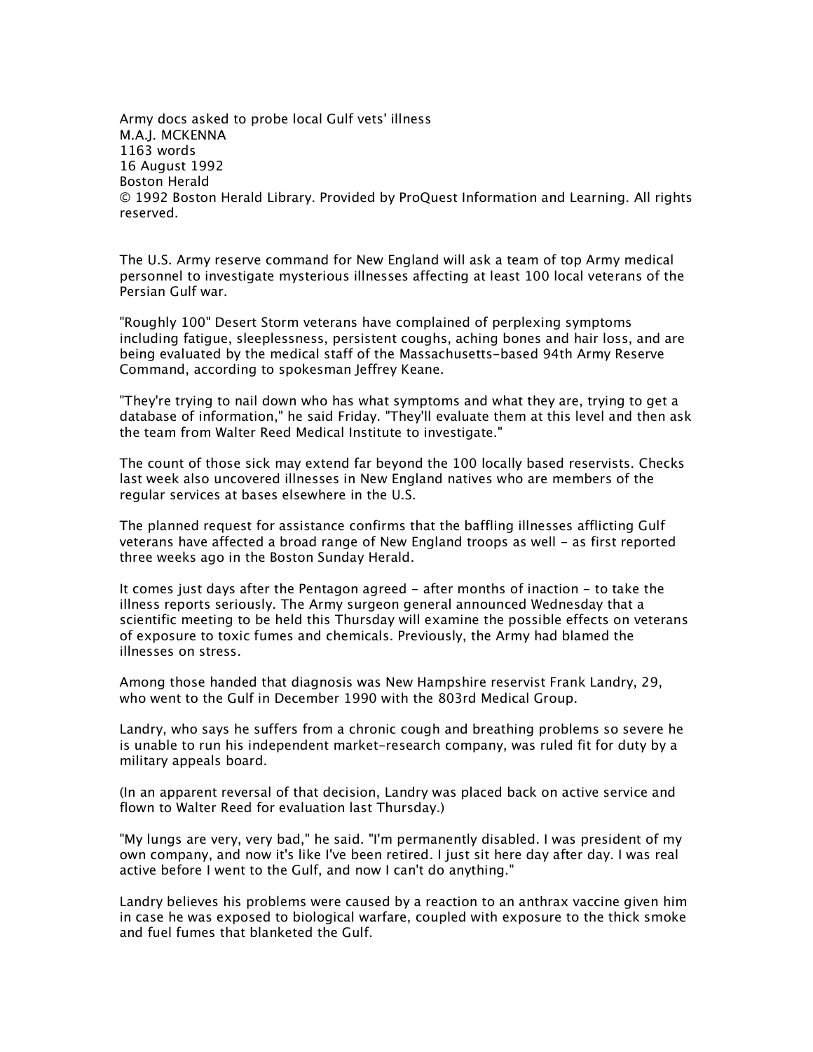# Army docs asked to probe local Gulf vets' illness

M.A.J. MCKENNA
1163 words
16 August 1992
Boston Herald
© 1992 Boston Herald Library. Provided by ProQuest Information and Learning. All rights reserved.

The U.S. Army reserve command for New England will ask a team of top Army medical personnel to investigate mysterious illnesses affecting at least 100 local veterans of the Persian Gulf war.

"Roughly 100" Desert Storm veterans have complained of perplexing symptoms including fatigue, sleeplessness, persistent coughs, aching bones and hair loss, and are being evaluated by the medical staff of the Massachusetts-based 94th Army Reserve Command, according to spokesman Jeffrey Keane.

"They're trying to nail down who has what symptoms and what they are, trying to get a database of information," he said Friday. "They'll evaluate them at this level and then ask the team from Walter Reed Medical Institute to investigate."

The count of those sick may extend far beyond the 100 locally based reservists. Checks last week also uncovered illnesses in New England natives who are members of the regular services at bases elsewhere in the U.S.

The planned request for assistance confirms that the baffling illnesses afflicting Gulf veterans have affected a broad range of New England troops as well - as first reported three weeks ago in the Boston Sunday Herald.

It comes just days after the Pentagon agreed - after months of inaction - to take the illness reports seriously. The Army surgeon general announced Wednesday that a scientific meeting to be held this Thursday will examine the possible effects on veterans of exposure to toxic fumes and chemicals. Previously, the Army had blamed the illnesses on stress.

Among those handed that diagnosis was New Hampshire reservist Frank Landry, 29, who went to the Gulf in December 1990 with the 803rd Medical Group.

Landry, who says he suffers from a chronic cough and breathing problems so severe he is unable to run his independent market-research company, was ruled fit for duty by a military appeals board.

(In an apparent reversal of that decision, Landry was placed back on active service and flown to Walter Reed for evaluation last Thursday.)

"My lungs are very, very bad," he said. "I'm permanently disabled. I was president of my own company, and now it's like I've been retired. I just sit here day after day. I was real active before I went to the Gulf, and now I can't do anything."

Landry believes his problems were caused by a reaction to an anthrax vaccine given him in case he was exposed to biological warfare, coupled with exposure to the thick smoke and fuel fumes that blanketed the Gulf.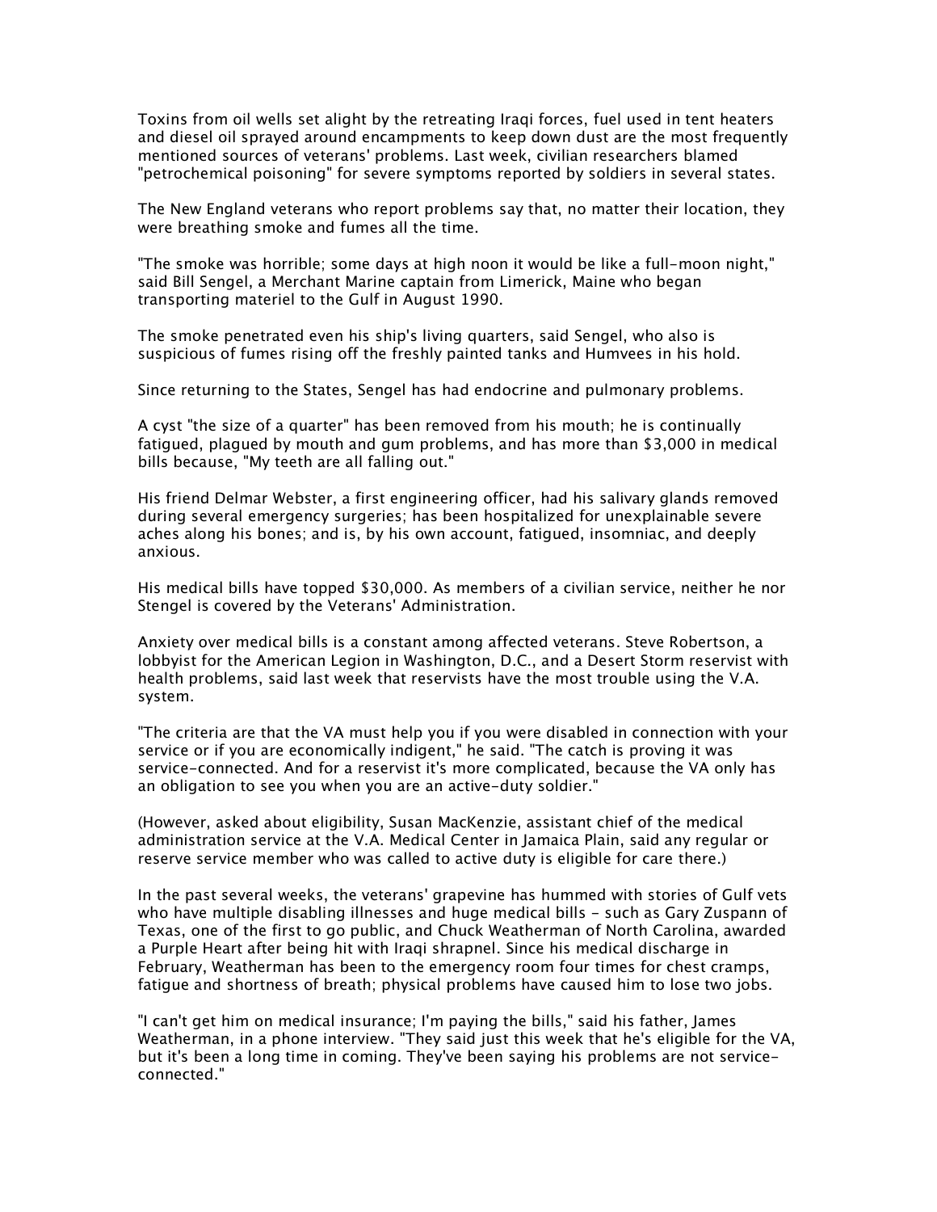Toxins from oil wells set alight by the retreating Iraqi forces, fuel used in tent heaters and diesel oil sprayed around encampments to keep down dust are the most frequently mentioned sources of veterans' problems. Last week, civilian researchers blamed "petrochemical poisoning" for severe symptoms reported by soldiers in several states.

The New England veterans who report problems say that, no matter their location, they were breathing smoke and fumes all the time.

"The smoke was horrible; some days at high noon it would be like a full-moon night," said Bill Sengel, a Merchant Marine captain from Limerick, Maine who began transporting materiel to the Gulf in August 1990.

The smoke penetrated even his ship's living quarters, said Sengel, who also is suspicious of fumes rising off the freshly painted tanks and Humvees in his hold.

Since returning to the States, Sengel has had endocrine and pulmonary problems.

A cyst "the size of a quarter" has been removed from his mouth; he is continually fatigued, plagued by mouth and gum problems, and has more than $3,000 in medical bills because, "My teeth are all falling out."

His friend Delmar Webster, a first engineering officer, had his salivary glands removed during several emergency surgeries; has been hospitalized for unexplainable severe aches along his bones; and is, by his own account, fatigued, insomniac, and deeply anxious.

His medical bills have topped $30,000. As members of a civilian service, neither he nor Stengel is covered by the Veterans' Administration.

Anxiety over medical bills is a constant among affected veterans. Steve Robertson, a lobbyist for the American Legion in Washington, D.C., and a Desert Storm reservist with health problems, said last week that reservists have the most trouble using the V.A. system.

"The criteria are that the VA must help you if you were disabled in connection with your service or if you are economically indigent," he said. "The catch is proving it was service-connected. And for a reservist it's more complicated, because the VA only has an obligation to see you when you are an active-duty soldier."

(However, asked about eligibility, Susan MacKenzie, assistant chief of the medical administration service at the V.A. Medical Center in Jamaica Plain, said any regular or reserve service member who was called to active duty is eligible for care there.)

In the past several weeks, the veterans' grapevine has hummed with stories of Gulf vets who have multiple disabling illnesses and huge medical bills - such as Gary Zuspann of Texas, one of the first to go public, and Chuck Weatherman of North Carolina, awarded a Purple Heart after being hit with Iraqi shrapnel. Since his medical discharge in February, Weatherman has been to the emergency room four times for chest cramps, fatigue and shortness of breath; physical problems have caused him to lose two jobs.

"I can't get him on medical insurance; I'm paying the bills," said his father, James Weatherman, in a phone interview. "They said just this week that he's eligible for the VA, but it's been a long time in coming. They've been saying his problems are not service-connected."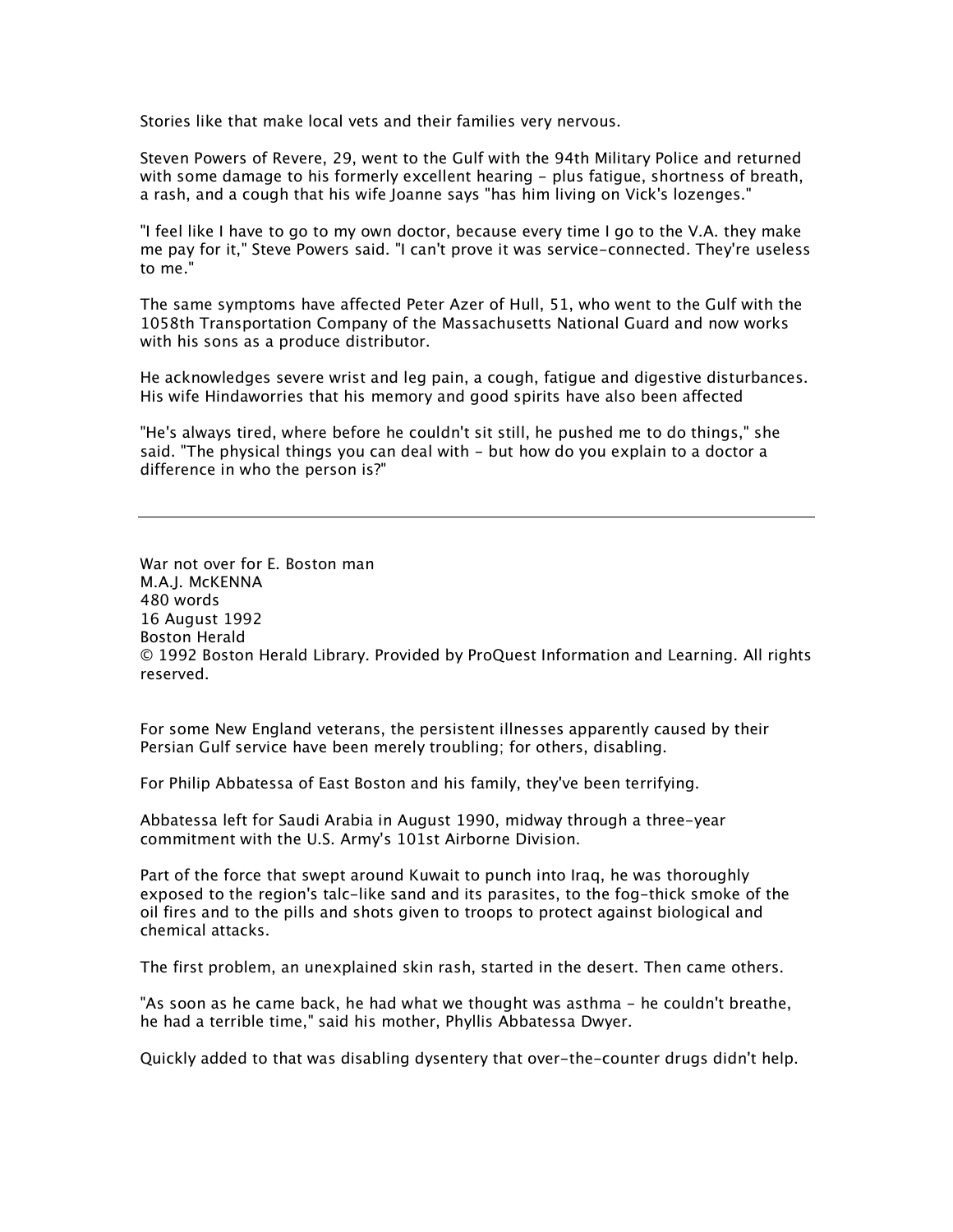Stories like that make local vets and their families very nervous.

Steven Powers of Revere, 29, went to the Gulf with the 94th Military Police and returned with some damage to his formerly excellent hearing - plus fatigue, shortness of breath, a rash, and a cough that his wife Joanne says "has him living on Vick's lozenges."

"I feel like I have to go to my own doctor, because every time I go to the V.A. they make me pay for it," Steve Powers said. "I can't prove it was service-connected. They're useless to me."

The same symptoms have affected Peter Azer of Hull, 51, who went to the Gulf with the 1058th Transportation Company of the Massachusetts National Guard and now works with his sons as a produce distributor.

He acknowledges severe wrist and leg pain, a cough, fatigue and digestive disturbances. His wife Hindaworries that his memory and good spirits have also been affected

"He's always tired, where before he couldn't sit still, he pushed me to do things," she said. "The physical things you can deal with - but how do you explain to a doctor a difference in who the person is?"

---

War not over for E. Boston man
M.A.J. McKENNA
480 words
16 August 1992
Boston Herald
© 1992 Boston Herald Library. Provided by ProQuest Information and Learning. All rights reserved.

For some New England veterans, the persistent illnesses apparently caused by their Persian Gulf service have been merely troubling; for others, disabling.

For Philip Abbatessa of East Boston and his family, they've been terrifying.

Abbatessa left for Saudi Arabia in August 1990, midway through a three-year commitment with the U.S. Army's 101st Airborne Division.

Part of the force that swept around Kuwait to punch into Iraq, he was thoroughly exposed to the region's talc-like sand and its parasites, to the fog-thick smoke of the oil fires and to the pills and shots given to troops to protect against biological and chemical attacks.

The first problem, an unexplained skin rash, started in the desert. Then came others.

"As soon as he came back, he had what we thought was asthma - he couldn't breathe, he had a terrible time," said his mother, Phyllis Abbatessa Dwyer.

Quickly added to that was disabling dysentery that over-the-counter drugs didn't help.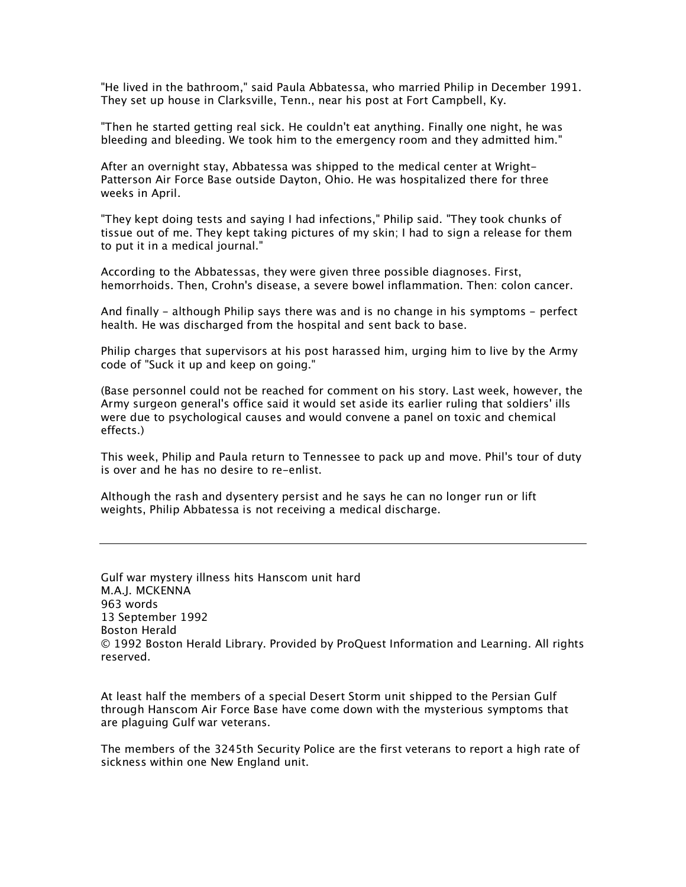"He lived in the bathroom," said Paula Abbatessa, who married Philip in December 1991. They set up house in Clarksville, Tenn., near his post at Fort Campbell, Ky.

"Then he started getting real sick. He couldn't eat anything. Finally one night, he was bleeding and bleeding. We took him to the emergency room and they admitted him."

After an overnight stay, Abbatessa was shipped to the medical center at Wright-Patterson Air Force Base outside Dayton, Ohio. He was hospitalized there for three weeks in April.

"They kept doing tests and saying I had infections," Philip said. "They took chunks of tissue out of me. They kept taking pictures of my skin; I had to sign a release for them to put it in a medical journal."

According to the Abbatessas, they were given three possible diagnoses. First, hemorrhoids. Then, Crohn's disease, a severe bowel inflammation. Then: colon cancer.

And finally - although Philip says there was and is no change in his symptoms - perfect health. He was discharged from the hospital and sent back to base.

Philip charges that supervisors at his post harassed him, urging him to live by the Army code of "Suck it up and keep on going."

(Base personnel could not be reached for comment on his story. Last week, however, the Army surgeon general's office said it would set aside its earlier ruling that soldiers' ills were due to psychological causes and would convene a panel on toxic and chemical effects.)

This week, Philip and Paula return to Tennessee to pack up and move. Phil's tour of duty is over and he has no desire to re-enlist.

Although the rash and dysentery persist and he says he can no longer run or lift weights, Philip Abbatessa is not receiving a medical discharge.

---

Gulf war mystery illness hits Hanscom unit hard
M.A.J. MCKENNA
963 words
13 September 1992
Boston Herald
© 1992 Boston Herald Library. Provided by ProQuest Information and Learning. All rights reserved.

At least half the members of a special Desert Storm unit shipped to the Persian Gulf through Hanscom Air Force Base have come down with the mysterious symptoms that are plaguing Gulf war veterans.

The members of the 3245th Security Police are the first veterans to report a high rate of sickness within one New England unit.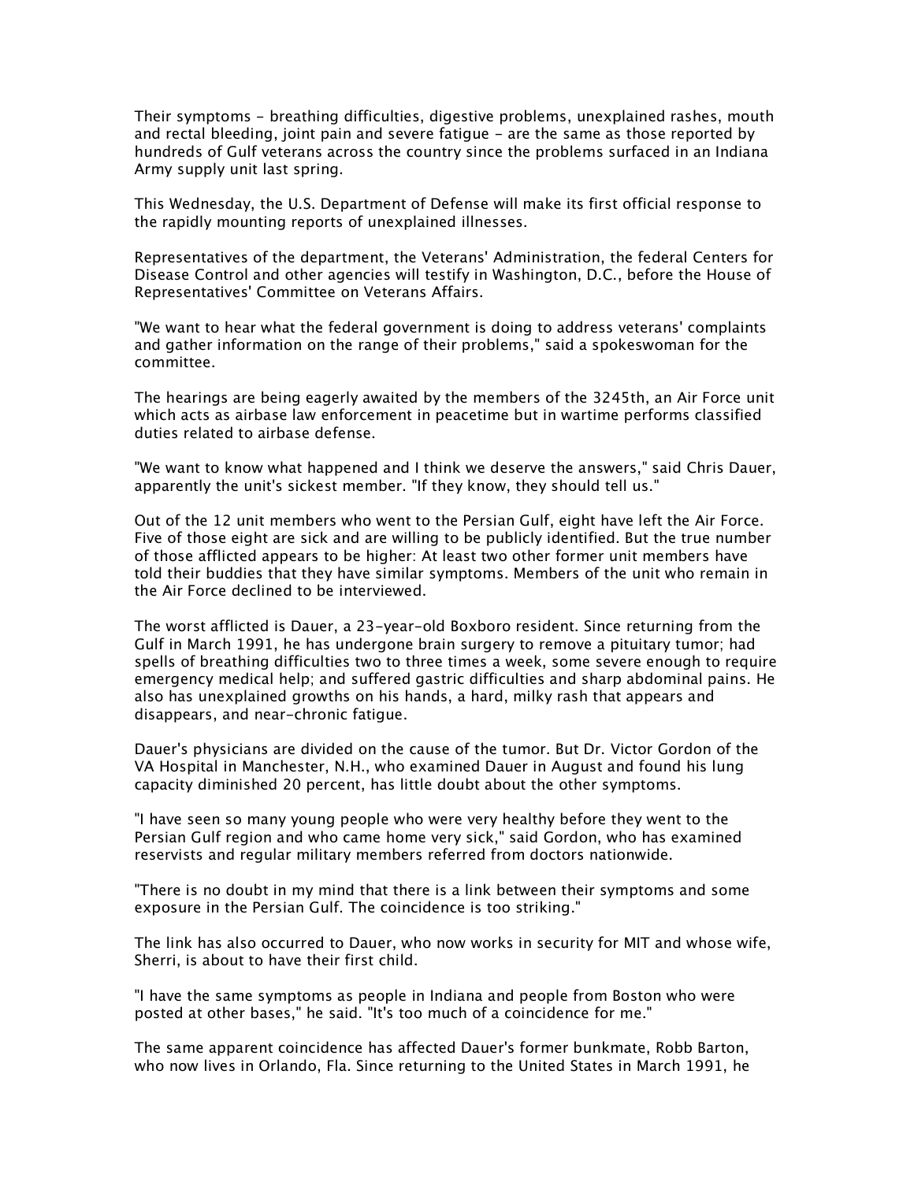Their symptoms - breathing difficulties, digestive problems, unexplained rashes, mouth and rectal bleeding, joint pain and severe fatigue - are the same as those reported by hundreds of Gulf veterans across the country since the problems surfaced in an Indiana Army supply unit last spring.

This Wednesday, the U.S. Department of Defense will make its first official response to the rapidly mounting reports of unexplained illnesses.

Representatives of the department, the Veterans' Administration, the federal Centers for Disease Control and other agencies will testify in Washington, D.C., before the House of Representatives' Committee on Veterans Affairs.

"We want to hear what the federal government is doing to address veterans' complaints and gather information on the range of their problems," said a spokeswoman for the committee.

The hearings are being eagerly awaited by the members of the 3245th, an Air Force unit which acts as airbase law enforcement in peacetime but in wartime performs classified duties related to airbase defense.

"We want to know what happened and I think we deserve the answers," said Chris Dauer, apparently the unit's sickest member. "If they know, they should tell us."

Out of the 12 unit members who went to the Persian Gulf, eight have left the Air Force. Five of those eight are sick and are willing to be publicly identified. But the true number of those afflicted appears to be higher: At least two other former unit members have told their buddies that they have similar symptoms. Members of the unit who remain in the Air Force declined to be interviewed.

The worst afflicted is Dauer, a 23-year-old Boxboro resident. Since returning from the Gulf in March 1991, he has undergone brain surgery to remove a pituitary tumor; had spells of breathing difficulties two to three times a week, some severe enough to require emergency medical help; and suffered gastric difficulties and sharp abdominal pains. He also has unexplained growths on his hands, a hard, milky rash that appears and disappears, and near-chronic fatigue.

Dauer's physicians are divided on the cause of the tumor. But Dr. Victor Gordon of the VA Hospital in Manchester, N.H., who examined Dauer in August and found his lung capacity diminished 20 percent, has little doubt about the other symptoms.

"I have seen so many young people who were very healthy before they went to the Persian Gulf region and who came home very sick," said Gordon, who has examined reservists and regular military members referred from doctors nationwide.

"There is no doubt in my mind that there is a link between their symptoms and some exposure in the Persian Gulf. The coincidence is too striking."

The link has also occurred to Dauer, who now works in security for MIT and whose wife, Sherri, is about to have their first child.

"I have the same symptoms as people in Indiana and people from Boston who were posted at other bases," he said. "It's too much of a coincidence for me."

The same apparent coincidence has affected Dauer's former bunkmate, Robb Barton, who now lives in Orlando, Fla. Since returning to the United States in March 1991, he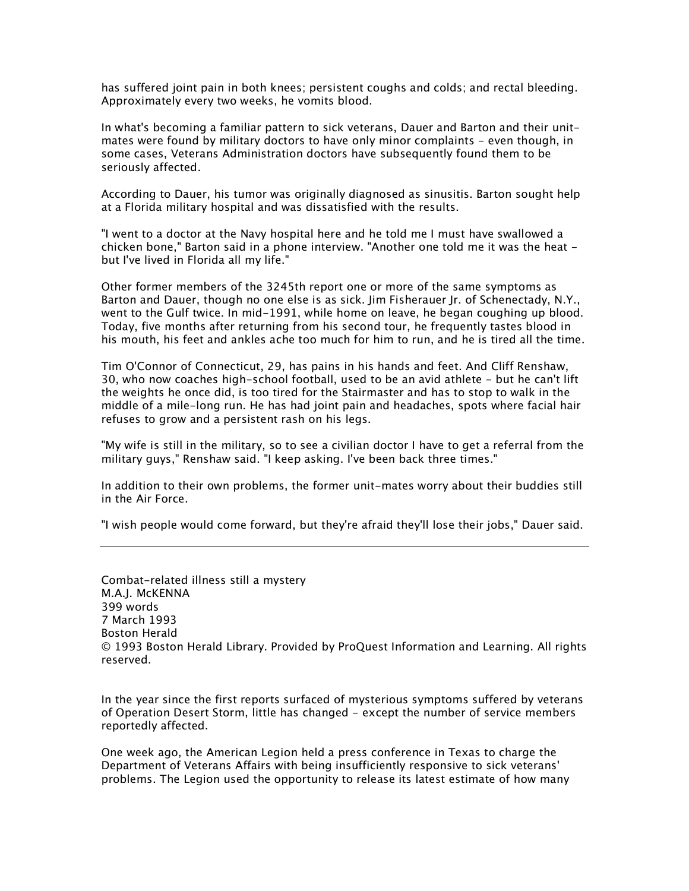has suffered joint pain in both knees; persistent coughs and colds; and rectal bleeding. Approximately every two weeks, he vomits blood.

In what's becoming a familiar pattern to sick veterans, Dauer and Barton and their unit-mates were found by military doctors to have only minor complaints - even though, in some cases, Veterans Administration doctors have subsequently found them to be seriously affected.

According to Dauer, his tumor was originally diagnosed as sinusitis. Barton sought help at a Florida military hospital and was dissatisfied with the results.

"I went to a doctor at the Navy hospital here and he told me I must have swallowed a chicken bone," Barton said in a phone interview. "Another one told me it was the heat - but I've lived in Florida all my life."

Other former members of the 3245th report one or more of the same symptoms as Barton and Dauer, though no one else is as sick. Jim Fisherauer Jr. of Schenectady, N.Y., went to the Gulf twice. In mid-1991, while home on leave, he began coughing up blood. Today, five months after returning from his second tour, he frequently tastes blood in his mouth, his feet and ankles ache too much for him to run, and he is tired all the time.

Tim O'Connor of Connecticut, 29, has pains in his hands and feet. And Cliff Renshaw, 30, who now coaches high-school football, used to be an avid athlete - but he can't lift the weights he once did, is too tired for the Stairmaster and has to stop to walk in the middle of a mile-long run. He has had joint pain and headaches, spots where facial hair refuses to grow and a persistent rash on his legs.

"My wife is still in the military, so to see a civilian doctor I have to get a referral from the military guys," Renshaw said. "I keep asking. I've been back three times."

In addition to their own problems, the former unit-mates worry about their buddies still in the Air Force.

"I wish people would come forward, but they're afraid they'll lose their jobs," Dauer said.

---

Combat-related illness still a mystery
M.A.J. McKENNA
399 words
7 March 1993
Boston Herald
© 1993 Boston Herald Library. Provided by ProQuest Information and Learning. All rights reserved.

In the year since the first reports surfaced of mysterious symptoms suffered by veterans of Operation Desert Storm, little has changed - except the number of service members reportedly affected.

One week ago, the American Legion held a press conference in Texas to charge the Department of Veterans Affairs with being insufficiently responsive to sick veterans' problems. The Legion used the opportunity to release its latest estimate of how many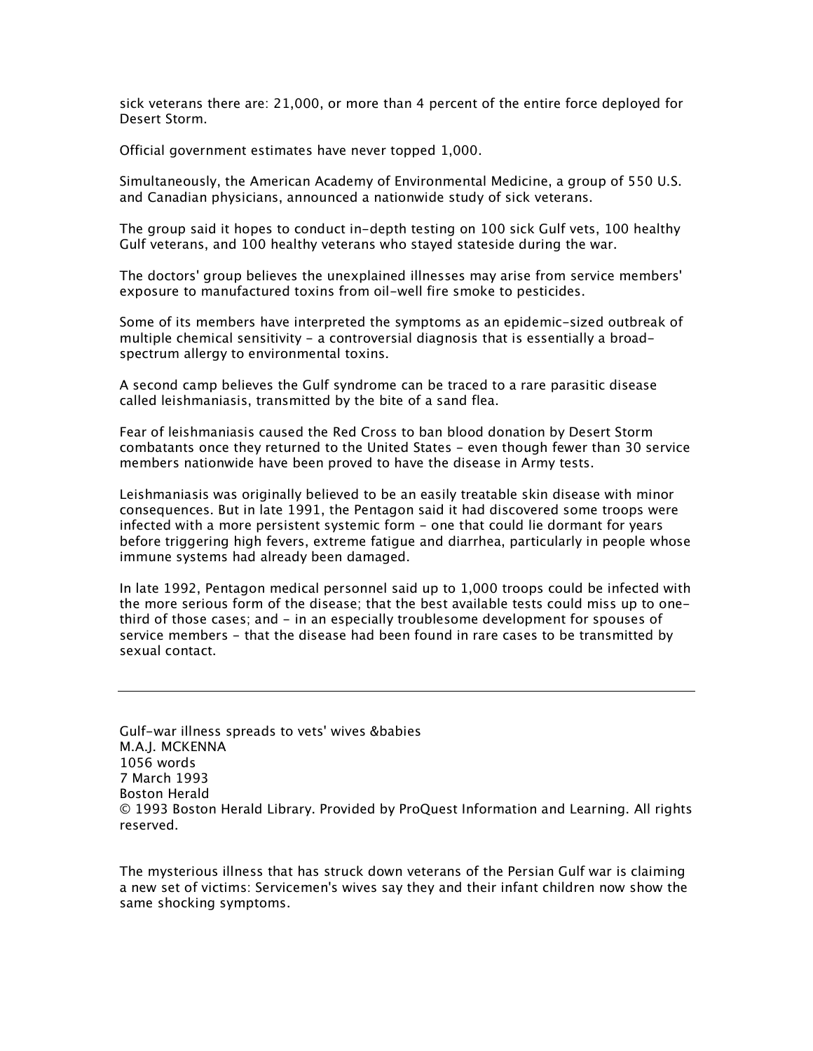sick veterans there are: 21,000, or more than 4 percent of the entire force deployed for Desert Storm.

Official government estimates have never topped 1,000.

Simultaneously, the American Academy of Environmental Medicine, a group of 550 U.S. and Canadian physicians, announced a nationwide study of sick veterans.

The group said it hopes to conduct in-depth testing on 100 sick Gulf vets, 100 healthy Gulf veterans, and 100 healthy veterans who stayed stateside during the war.

The doctors' group believes the unexplained illnesses may arise from service members' exposure to manufactured toxins from oil-well fire smoke to pesticides.

Some of its members have interpreted the symptoms as an epidemic-sized outbreak of multiple chemical sensitivity - a controversial diagnosis that is essentially a broad-spectrum allergy to environmental toxins.

A second camp believes the Gulf syndrome can be traced to a rare parasitic disease called leishmaniasis, transmitted by the bite of a sand flea.

Fear of leishmaniasis caused the Red Cross to ban blood donation by Desert Storm combatants once they returned to the United States - even though fewer than 30 service members nationwide have been proved to have the disease in Army tests.

Leishmaniasis was originally believed to be an easily treatable skin disease with minor consequences. But in late 1991, the Pentagon said it had discovered some troops were infected with a more persistent systemic form - one that could lie dormant for years before triggering high fevers, extreme fatigue and diarrhea, particularly in people whose immune systems had already been damaged.

In late 1992, Pentagon medical personnel said up to 1,000 troops could be infected with the more serious form of the disease; that the best available tests could miss up to one-third of those cases; and - in an especially troublesome development for spouses of service members - that the disease had been found in rare cases to be transmitted by sexual contact.

---

Gulf-war illness spreads to vets' wives &babies
M.A.J. MCKENNA
1056 words
7 March 1993
Boston Herald
© 1993 Boston Herald Library. Provided by ProQuest Information and Learning. All rights reserved.

The mysterious illness that has struck down veterans of the Persian Gulf war is claiming a new set of victims: Servicemen's wives say they and their infant children now show the same shocking symptoms.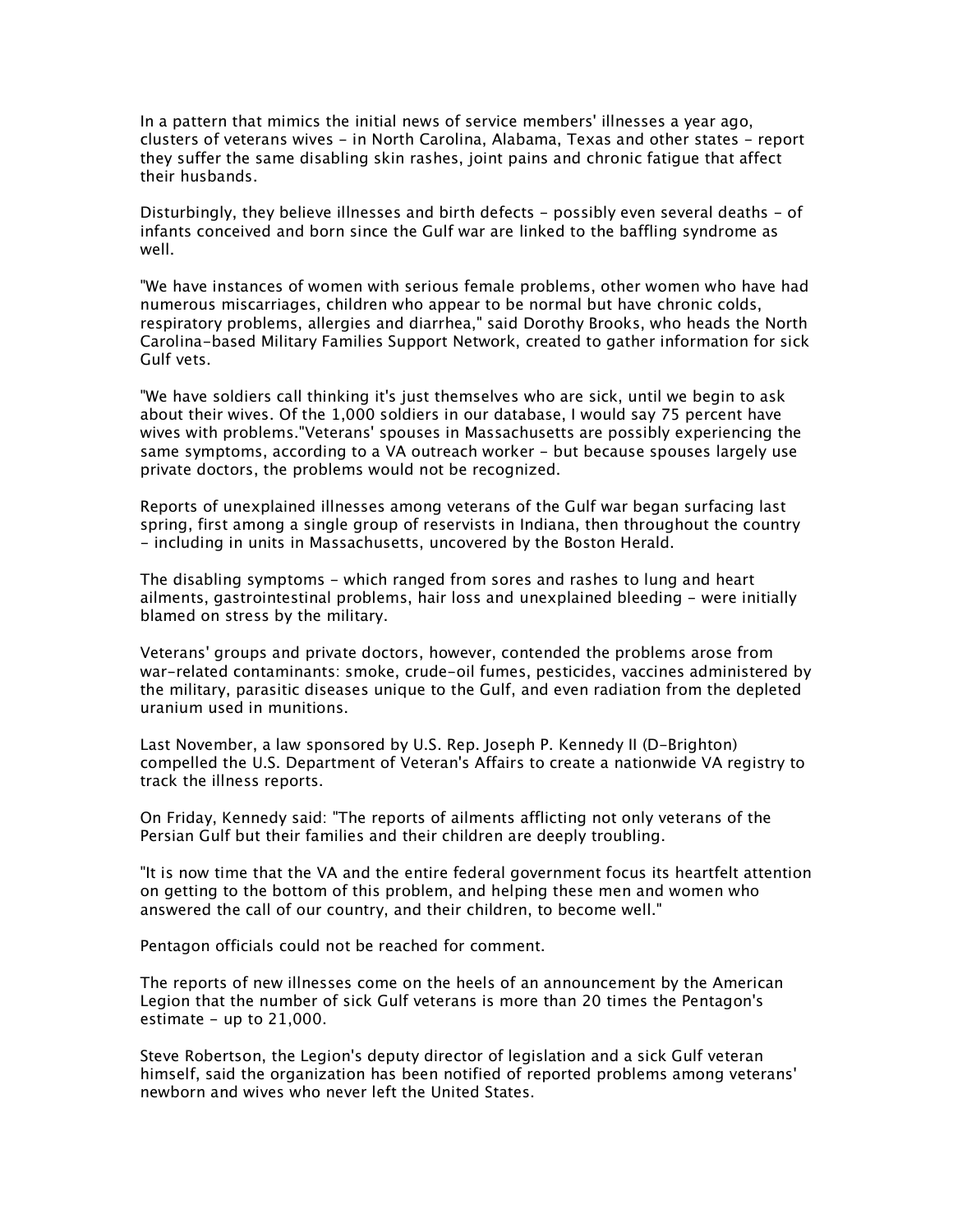In a pattern that mimics the initial news of service members' illnesses a year ago, clusters of veterans wives - in North Carolina, Alabama, Texas and other states - report they suffer the same disabling skin rashes, joint pains and chronic fatigue that affect their husbands.

Disturbingly, they believe illnesses and birth defects - possibly even several deaths - of infants conceived and born since the Gulf war are linked to the baffling syndrome as well.

"We have instances of women with serious female problems, other women who have had numerous miscarriages, children who appear to be normal but have chronic colds, respiratory problems, allergies and diarrhea," said Dorothy Brooks, who heads the North Carolina-based Military Families Support Network, created to gather information for sick Gulf vets.

"We have soldiers call thinking it's just themselves who are sick, until we begin to ask about their wives. Of the 1,000 soldiers in our database, I would say 75 percent have wives with problems."Veterans' spouses in Massachusetts are possibly experiencing the same symptoms, according to a VA outreach worker - but because spouses largely use private doctors, the problems would not be recognized.

Reports of unexplained illnesses among veterans of the Gulf war began surfacing last spring, first among a single group of reservists in Indiana, then throughout the country - including in units in Massachusetts, uncovered by the Boston Herald.

The disabling symptoms - which ranged from sores and rashes to lung and heart ailments, gastrointestinal problems, hair loss and unexplained bleeding - were initially blamed on stress by the military.

Veterans' groups and private doctors, however, contended the problems arose from war-related contaminants: smoke, crude-oil fumes, pesticides, vaccines administered by the military, parasitic diseases unique to the Gulf, and even radiation from the depleted uranium used in munitions.

Last November, a law sponsored by U.S. Rep. Joseph P. Kennedy II (D-Brighton) compelled the U.S. Department of Veteran's Affairs to create a nationwide VA registry to track the illness reports.

On Friday, Kennedy said: "The reports of ailments afflicting not only veterans of the Persian Gulf but their families and their children are deeply troubling.

"It is now time that the VA and the entire federal government focus its heartfelt attention on getting to the bottom of this problem, and helping these men and women who answered the call of our country, and their children, to become well."

Pentagon officials could not be reached for comment.

The reports of new illnesses come on the heels of an announcement by the American Legion that the number of sick Gulf veterans is more than 20 times the Pentagon's estimate - up to 21,000.

Steve Robertson, the Legion's deputy director of legislation and a sick Gulf veteran himself, said the organization has been notified of reported problems among veterans' newborn and wives who never left the United States.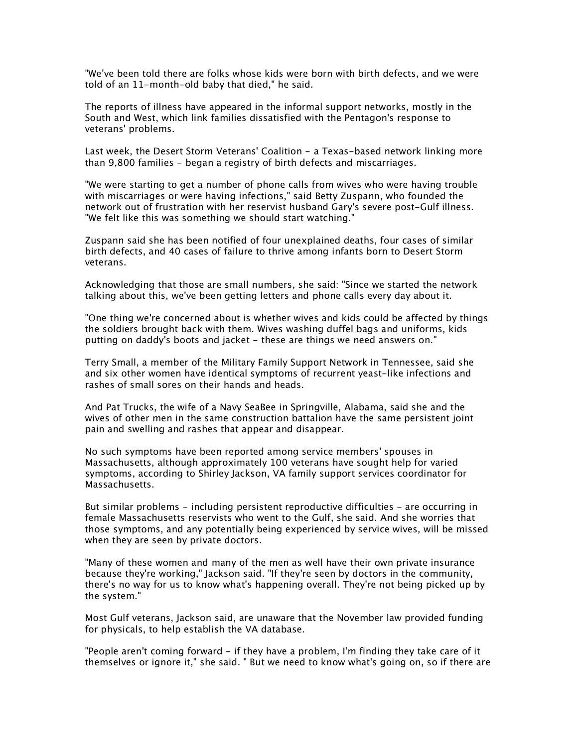"We've been told there are folks whose kids were born with birth defects, and we were told of an 11-month-old baby that died," he said.

The reports of illness have appeared in the informal support networks, mostly in the South and West, which link families dissatisfied with the Pentagon's response to veterans' problems.

Last week, the Desert Storm Veterans' Coalition - a Texas-based network linking more than 9,800 families - began a registry of birth defects and miscarriages.

"We were starting to get a number of phone calls from wives who were having trouble with miscarriages or were having infections," said Betty Zuspann, who founded the network out of frustration with her reservist husband Gary's severe post-Gulf illness. "We felt like this was something we should start watching."

Zuspann said she has been notified of four unexplained deaths, four cases of similar birth defects, and 40 cases of failure to thrive among infants born to Desert Storm veterans.

Acknowledging that those are small numbers, she said: "Since we started the network talking about this, we've been getting letters and phone calls every day about it.

"One thing we're concerned about is whether wives and kids could be affected by things the soldiers brought back with them. Wives washing duffel bags and uniforms, kids putting on daddy's boots and jacket - these are things we need answers on."

Terry Small, a member of the Military Family Support Network in Tennessee, said she and six other women have identical symptoms of recurrent yeast-like infections and rashes of small sores on their hands and heads.

And Pat Trucks, the wife of a Navy SeaBee in Springville, Alabama, said she and the wives of other men in the same construction battalion have the same persistent joint pain and swelling and rashes that appear and disappear.

No such symptoms have been reported among service members' spouses in Massachusetts, although approximately 100 veterans have sought help for varied symptoms, according to Shirley Jackson, VA family support services coordinator for Massachusetts.

But similar problems - including persistent reproductive difficulties - are occurring in female Massachusetts reservists who went to the Gulf, she said. And she worries that those symptoms, and any potentially being experienced by service wives, will be missed when they are seen by private doctors.

"Many of these women and many of the men as well have their own private insurance because they're working," Jackson said. "If they're seen by doctors in the community, there's no way for us to know what's happening overall. They're not being picked up by the system."

Most Gulf veterans, Jackson said, are unaware that the November law provided funding for physicals, to help establish the VA database.

"People aren't coming forward - if they have a problem, I'm finding they take care of it themselves or ignore it," she said. " But we need to know what's going on, so if there are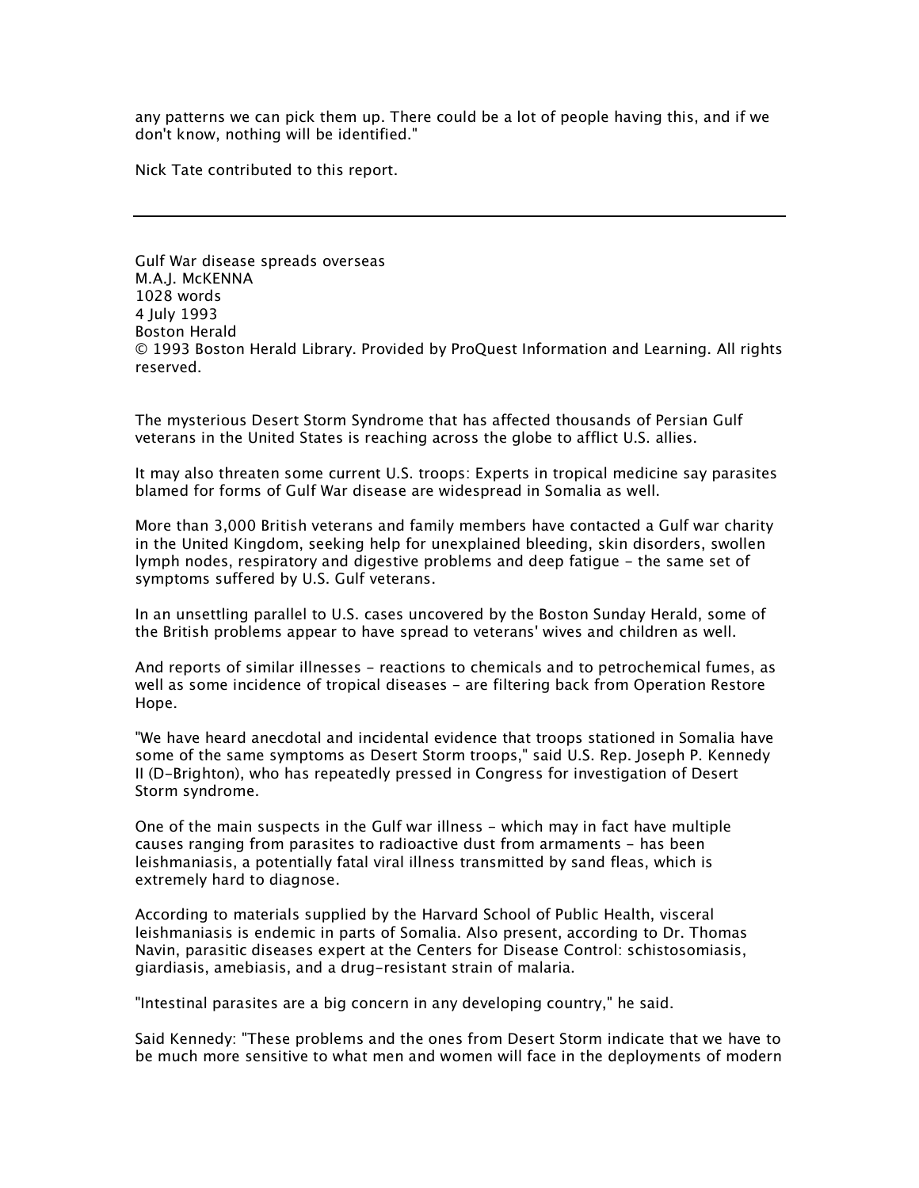any patterns we can pick them up. There could be a lot of people having this, and if we don't know, nothing will be identified."

Nick Tate contributed to this report.

---

Gulf War disease spreads overseas
M.A.J. McKENNA
1028 words
4 July 1993
Boston Herald
© 1993 Boston Herald Library. Provided by ProQuest Information and Learning. All rights reserved.

The mysterious Desert Storm Syndrome that has affected thousands of Persian Gulf veterans in the United States is reaching across the globe to afflict U.S. allies.

It may also threaten some current U.S. troops: Experts in tropical medicine say parasites blamed for forms of Gulf War disease are widespread in Somalia as well.

More than 3,000 British veterans and family members have contacted a Gulf war charity in the United Kingdom, seeking help for unexplained bleeding, skin disorders, swollen lymph nodes, respiratory and digestive problems and deep fatigue - the same set of symptoms suffered by U.S. Gulf veterans.

In an unsettling parallel to U.S. cases uncovered by the Boston Sunday Herald, some of the British problems appear to have spread to veterans' wives and children as well.

And reports of similar illnesses - reactions to chemicals and to petrochemical fumes, as well as some incidence of tropical diseases - are filtering back from Operation Restore Hope.

"We have heard anecdotal and incidental evidence that troops stationed in Somalia have some of the same symptoms as Desert Storm troops," said U.S. Rep. Joseph P. Kennedy II (D-Brighton), who has repeatedly pressed in Congress for investigation of Desert Storm syndrome.

One of the main suspects in the Gulf war illness - which may in fact have multiple causes ranging from parasites to radioactive dust from armaments - has been leishmaniasis, a potentially fatal viral illness transmitted by sand fleas, which is extremely hard to diagnose.

According to materials supplied by the Harvard School of Public Health, visceral leishmaniasis is endemic in parts of Somalia. Also present, according to Dr. Thomas Navin, parasitic diseases expert at the Centers for Disease Control: schistosomiasis, giardiasis, amebiasis, and a drug-resistant strain of malaria.

"Intestinal parasites are a big concern in any developing country," he said.

Said Kennedy: "These problems and the ones from Desert Storm indicate that we have to be much more sensitive to what men and women will face in the deployments of modern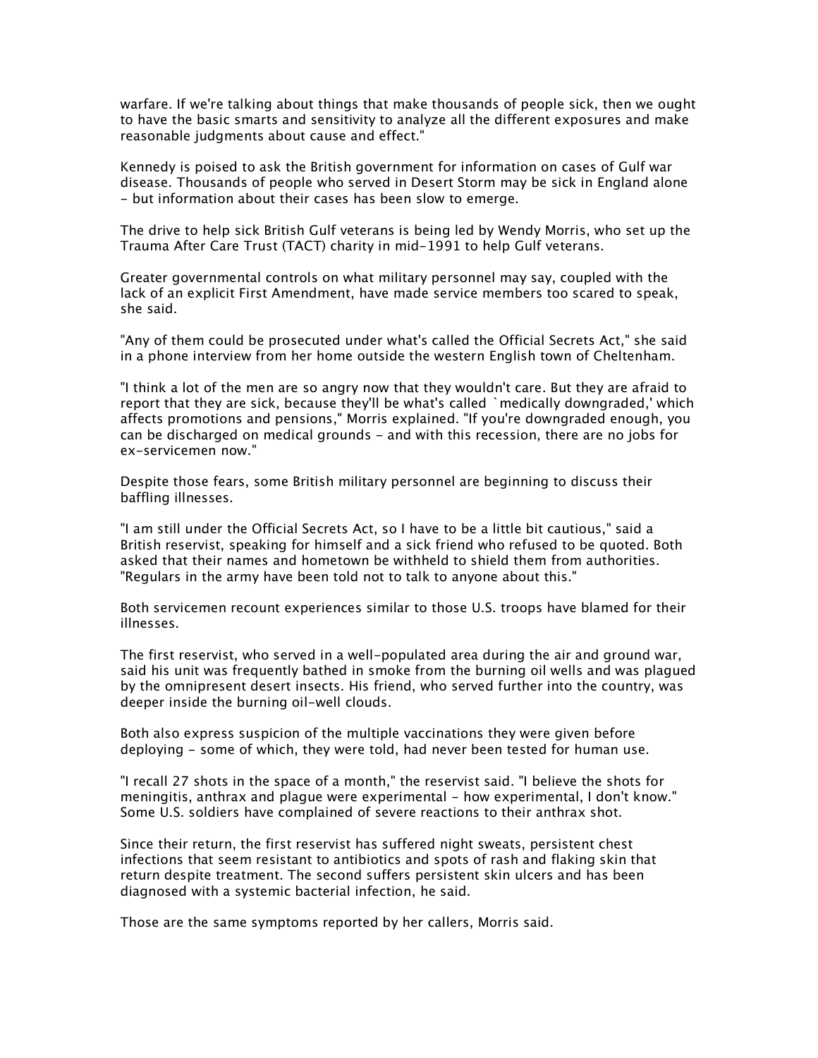warfare. If we're talking about things that make thousands of people sick, then we ought to have the basic smarts and sensitivity to analyze all the different exposures and make reasonable judgments about cause and effect."

Kennedy is poised to ask the British government for information on cases of Gulf war disease. Thousands of people who served in Desert Storm may be sick in England alone - but information about their cases has been slow to emerge.

The drive to help sick British Gulf veterans is being led by Wendy Morris, who set up the Trauma After Care Trust (TACT) charity in mid-1991 to help Gulf veterans.

Greater governmental controls on what military personnel may say, coupled with the lack of an explicit First Amendment, have made service members too scared to speak, she said.

"Any of them could be prosecuted under what's called the Official Secrets Act," she said in a phone interview from her home outside the western English town of Cheltenham.

"I think a lot of the men are so angry now that they wouldn't care. But they are afraid to report that they are sick, because they'll be what's called `medically downgraded,' which affects promotions and pensions," Morris explained. "If you're downgraded enough, you can be discharged on medical grounds - and with this recession, there are no jobs for ex-servicemen now."

Despite those fears, some British military personnel are beginning to discuss their baffling illnesses.

"I am still under the Official Secrets Act, so I have to be a little bit cautious," said a British reservist, speaking for himself and a sick friend who refused to be quoted. Both asked that their names and hometown be withheld to shield them from authorities. "Regulars in the army have been told not to talk to anyone about this."

Both servicemen recount experiences similar to those U.S. troops have blamed for their illnesses.

The first reservist, who served in a well-populated area during the air and ground war, said his unit was frequently bathed in smoke from the burning oil wells and was plagued by the omnipresent desert insects. His friend, who served further into the country, was deeper inside the burning oil-well clouds.

Both also express suspicion of the multiple vaccinations they were given before deploying - some of which, they were told, had never been tested for human use.

"I recall 27 shots in the space of a month," the reservist said. "I believe the shots for meningitis, anthrax and plague were experimental - how experimental, I don't know." Some U.S. soldiers have complained of severe reactions to their anthrax shot.

Since their return, the first reservist has suffered night sweats, persistent chest infections that seem resistant to antibiotics and spots of rash and flaking skin that return despite treatment. The second suffers persistent skin ulcers and has been diagnosed with a systemic bacterial infection, he said.

Those are the same symptoms reported by her callers, Morris said.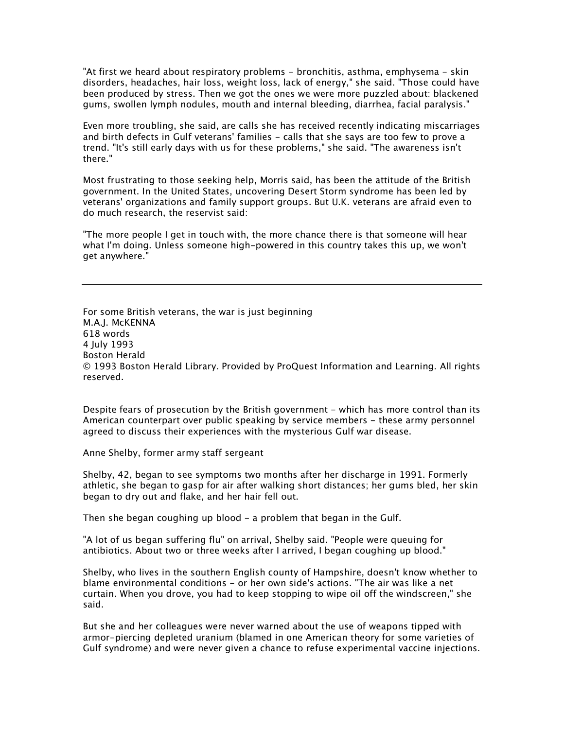"At first we heard about respiratory problems - bronchitis, asthma, emphysema - skin disorders, headaches, hair loss, weight loss, lack of energy," she said. "Those could have been produced by stress. Then we got the ones we were more puzzled about: blackened gums, swollen lymph nodules, mouth and internal bleeding, diarrhea, facial paralysis."

Even more troubling, she said, are calls she has received recently indicating miscarriages and birth defects in Gulf veterans' families - calls that she says are too few to prove a trend. "It's still early days with us for these problems," she said. "The awareness isn't there."

Most frustrating to those seeking help, Morris said, has been the attitude of the British government. In the United States, uncovering Desert Storm syndrome has been led by veterans' organizations and family support groups. But U.K. veterans are afraid even to do much research, the reservist said:

"The more people I get in touch with, the more chance there is that someone will hear what I'm doing. Unless someone high-powered in this country takes this up, we won't get anywhere."

---

For some British veterans, the war is just beginning
M.A.J. McKENNA
618 words
4 July 1993
Boston Herald
© 1993 Boston Herald Library. Provided by ProQuest Information and Learning. All rights reserved.

Despite fears of prosecution by the British government - which has more control than its American counterpart over public speaking by service members - these army personnel agreed to discuss their experiences with the mysterious Gulf war disease.

Anne Shelby, former army staff sergeant

Shelby, 42, began to see symptoms two months after her discharge in 1991. Formerly athletic, she began to gasp for air after walking short distances; her gums bled, her skin began to dry out and flake, and her hair fell out.

Then she began coughing up blood - a problem that began in the Gulf.

"A lot of us began suffering flu" on arrival, Shelby said. "People were queuing for antibiotics. About two or three weeks after I arrived, I began coughing up blood."

Shelby, who lives in the southern English county of Hampshire, doesn't know whether to blame environmental conditions - or her own side's actions. "The air was like a net curtain. When you drove, you had to keep stopping to wipe oil off the windscreen," she said.

But she and her colleagues were never warned about the use of weapons tipped with armor-piercing depleted uranium (blamed in one American theory for some varieties of Gulf syndrome) and were never given a chance to refuse experimental vaccine injections.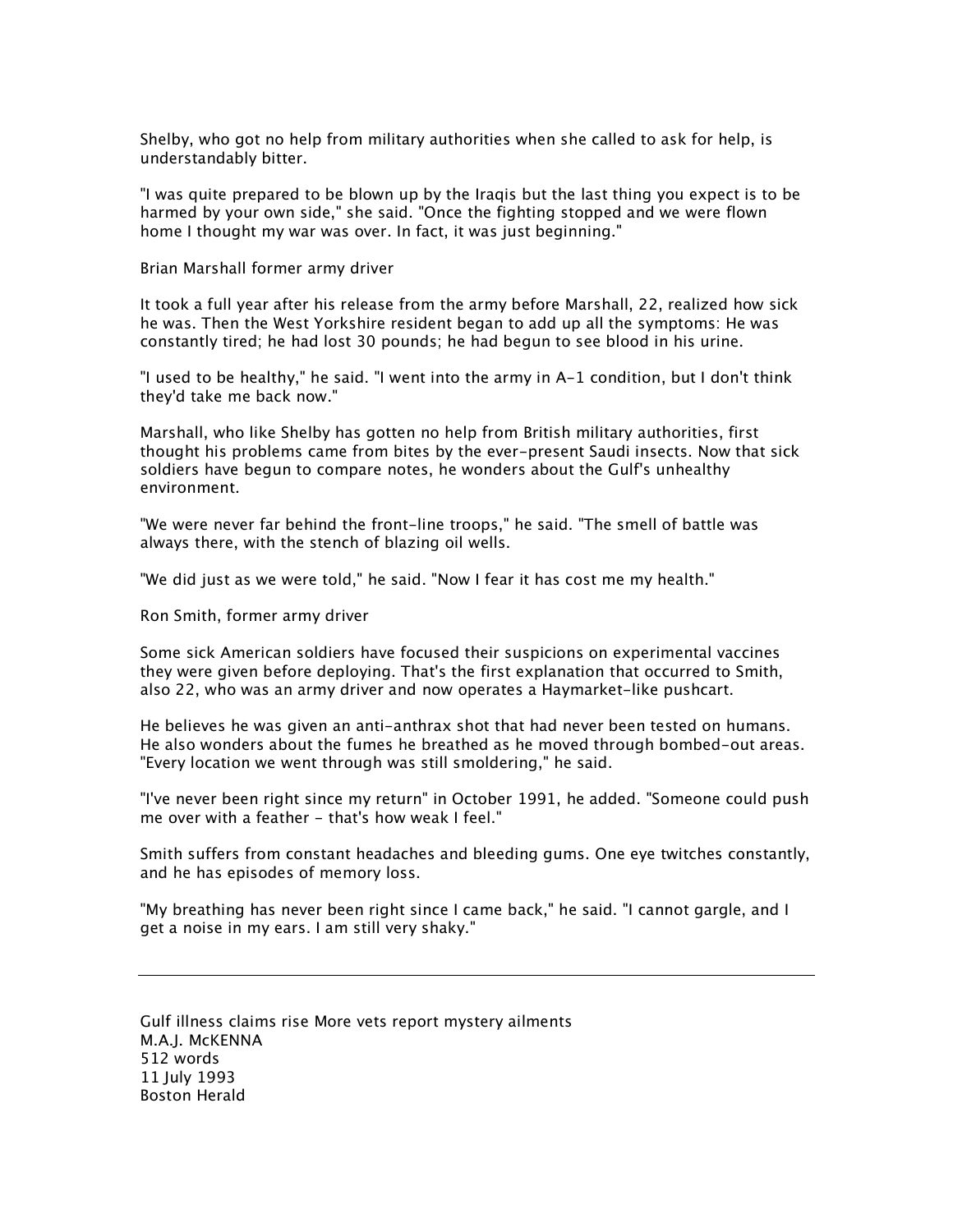Shelby, who got no help from military authorities when she called to ask for help, is understandably bitter.

"I was quite prepared to be blown up by the Iraqis but the last thing you expect is to be harmed by your own side," she said. "Once the fighting stopped and we were flown home I thought my war was over. In fact, it was just beginning."

Brian Marshall former army driver

It took a full year after his release from the army before Marshall, 22, realized how sick he was. Then the West Yorkshire resident began to add up all the symptoms: He was constantly tired; he had lost 30 pounds; he had begun to see blood in his urine.

"I used to be healthy," he said. "I went into the army in A-1 condition, but I don't think they'd take me back now."

Marshall, who like Shelby has gotten no help from British military authorities, first thought his problems came from bites by the ever-present Saudi insects. Now that sick soldiers have begun to compare notes, he wonders about the Gulf's unhealthy environment.

"We were never far behind the front-line troops," he said. "The smell of battle was always there, with the stench of blazing oil wells.

"We did just as we were told," he said. "Now I fear it has cost me my health."

Ron Smith, former army driver

Some sick American soldiers have focused their suspicions on experimental vaccines they were given before deploying. That's the first explanation that occurred to Smith, also 22, who was an army driver and now operates a Haymarket-like pushcart.

He believes he was given an anti-anthrax shot that had never been tested on humans. He also wonders about the fumes he breathed as he moved through bombed-out areas. "Every location we went through was still smoldering," he said.

"I've never been right since my return" in October 1991, he added. "Someone could push me over with a feather - that's how weak I feel."

Smith suffers from constant headaches and bleeding gums. One eye twitches constantly, and he has episodes of memory loss.

"My breathing has never been right since I came back," he said. "I cannot gargle, and I get a noise in my ears. I am still very shaky."

---

Gulf illness claims rise More vets report mystery ailments
M.A.J. McKENNA
512 words
11 July 1993
Boston Herald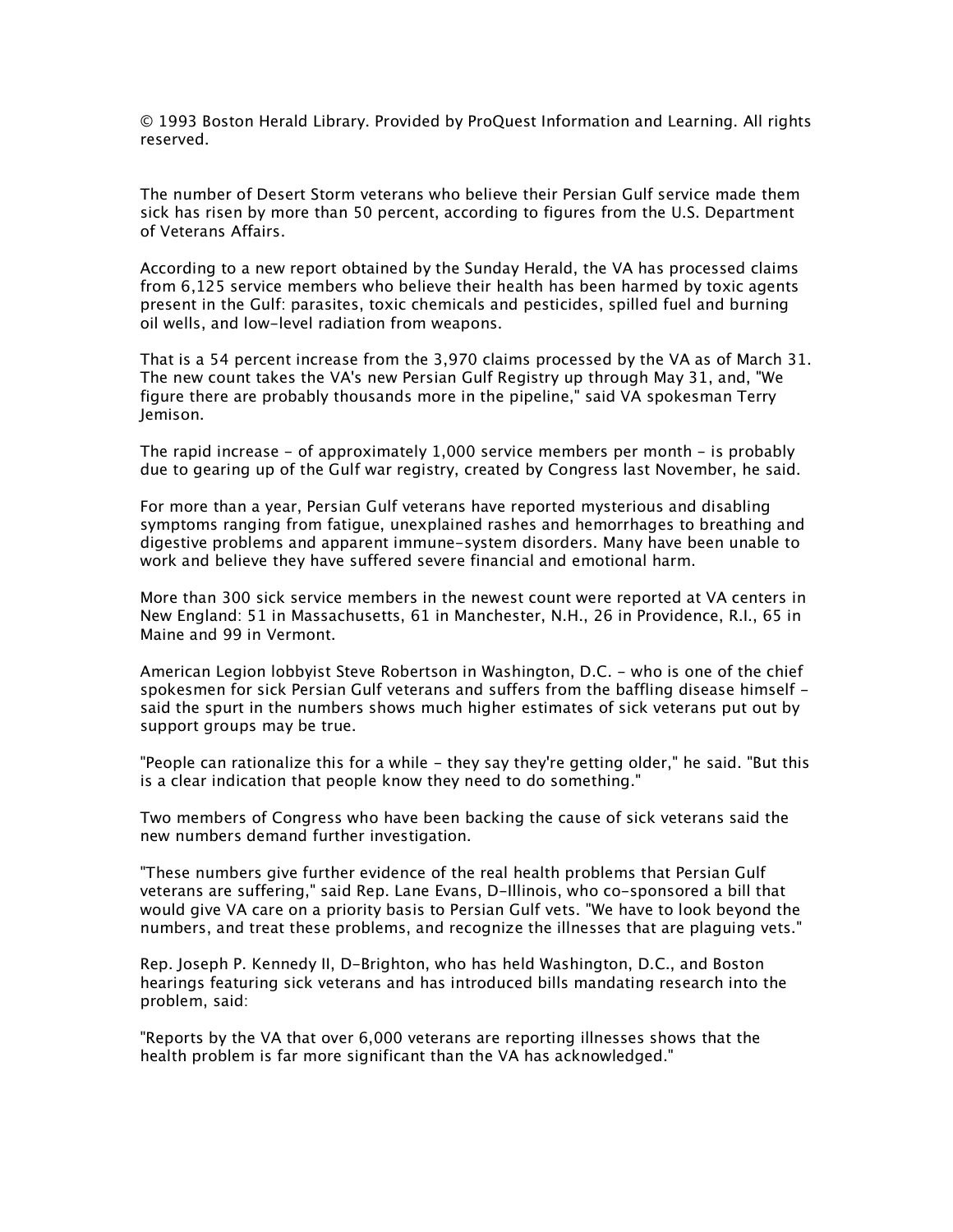© 1993 Boston Herald Library. Provided by ProQuest Information and Learning. All rights reserved.

The number of Desert Storm veterans who believe their Persian Gulf service made them sick has risen by more than 50 percent, according to figures from the U.S. Department of Veterans Affairs.

According to a new report obtained by the Sunday Herald, the VA has processed claims from 6,125 service members who believe their health has been harmed by toxic agents present in the Gulf: parasites, toxic chemicals and pesticides, spilled fuel and burning oil wells, and low-level radiation from weapons.

That is a 54 percent increase from the 3,970 claims processed by the VA as of March 31. The new count takes the VA's new Persian Gulf Registry up through May 31, and, "We figure there are probably thousands more in the pipeline," said VA spokesman Terry Jemison.

The rapid increase - of approximately 1,000 service members per month - is probably due to gearing up of the Gulf war registry, created by Congress last November, he said.

For more than a year, Persian Gulf veterans have reported mysterious and disabling symptoms ranging from fatigue, unexplained rashes and hemorrhages to breathing and digestive problems and apparent immune-system disorders. Many have been unable to work and believe they have suffered severe financial and emotional harm.

More than 300 sick service members in the newest count were reported at VA centers in New England: 51 in Massachusetts, 61 in Manchester, N.H., 26 in Providence, R.I., 65 in Maine and 99 in Vermont.

American Legion lobbyist Steve Robertson in Washington, D.C. - who is one of the chief spokesmen for sick Persian Gulf veterans and suffers from the baffling disease himself - said the spurt in the numbers shows much higher estimates of sick veterans put out by support groups may be true.

"People can rationalize this for a while - they say they're getting older," he said. "But this is a clear indication that people know they need to do something."

Two members of Congress who have been backing the cause of sick veterans said the new numbers demand further investigation.

"These numbers give further evidence of the real health problems that Persian Gulf veterans are suffering," said Rep. Lane Evans, D-Illinois, who co-sponsored a bill that would give VA care on a priority basis to Persian Gulf vets. "We have to look beyond the numbers, and treat these problems, and recognize the illnesses that are plaguing vets."

Rep. Joseph P. Kennedy II, D-Brighton, who has held Washington, D.C., and Boston hearings featuring sick veterans and has introduced bills mandating research into the problem, said:

"Reports by the VA that over 6,000 veterans are reporting illnesses shows that the health problem is far more significant than the VA has acknowledged."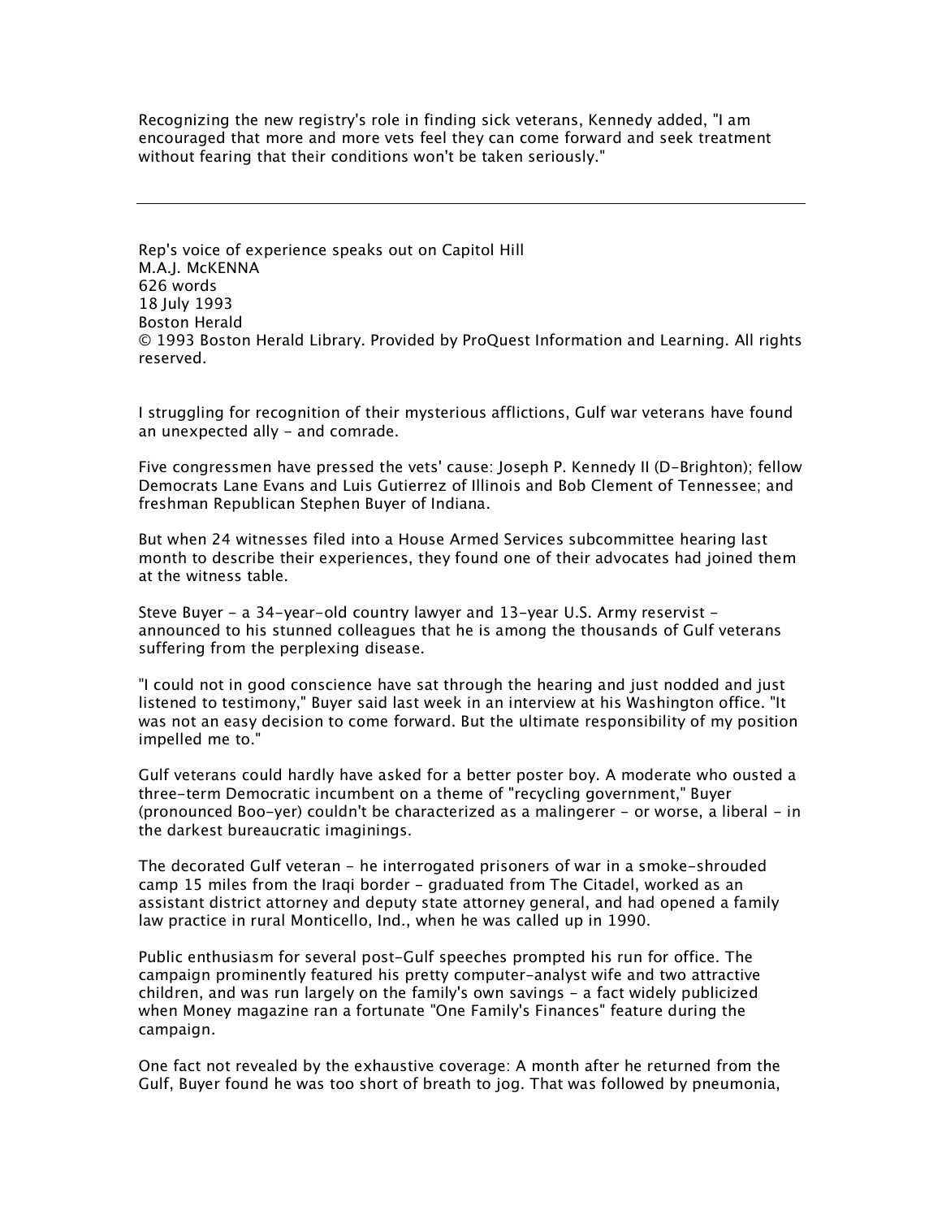Recognizing the new registry's role in finding sick veterans, Kennedy added, "I am encouraged that more and more vets feel they can come forward and seek treatment without fearing that their conditions won't be taken seriously."

---

Rep's voice of experience speaks out on Capitol Hill
M.A.J. McKENNA
626 words
18 July 1993
Boston Herald
© 1993 Boston Herald Library. Provided by ProQuest Information and Learning. All rights reserved.

I struggling for recognition of their mysterious afflictions, Gulf war veterans have found an unexpected ally - and comrade.

Five congressmen have pressed the vets' cause: Joseph P. Kennedy II (D-Brighton); fellow Democrats Lane Evans and Luis Gutierrez of Illinois and Bob Clement of Tennessee; and freshman Republican Stephen Buyer of Indiana.

But when 24 witnesses filed into a House Armed Services subcommittee hearing last month to describe their experiences, they found one of their advocates had joined them at the witness table.

Steve Buyer - a 34-year-old country lawyer and 13-year U.S. Army reservist - announced to his stunned colleagues that he is among the thousands of Gulf veterans suffering from the perplexing disease.

"I could not in good conscience have sat through the hearing and just nodded and just listened to testimony," Buyer said last week in an interview at his Washington office. "It was not an easy decision to come forward. But the ultimate responsibility of my position impelled me to."

Gulf veterans could hardly have asked for a better poster boy. A moderate who ousted a three-term Democratic incumbent on a theme of "recycling government," Buyer (pronounced Boo-yer) couldn't be characterized as a malingerer - or worse, a liberal - in the darkest bureaucratic imaginings.

The decorated Gulf veteran - he interrogated prisoners of war in a smoke-shrouded camp 15 miles from the Iraqi border - graduated from The Citadel, worked as an assistant district attorney and deputy state attorney general, and had opened a family law practice in rural Monticello, Ind., when he was called up in 1990.

Public enthusiasm for several post-Gulf speeches prompted his run for office. The campaign prominently featured his pretty computer-analyst wife and two attractive children, and was run largely on the family's own savings - a fact widely publicized when Money magazine ran a fortunate "One Family's Finances" feature during the campaign.

One fact not revealed by the exhaustive coverage: A month after he returned from the Gulf, Buyer found he was too short of breath to jog. That was followed by pneumonia,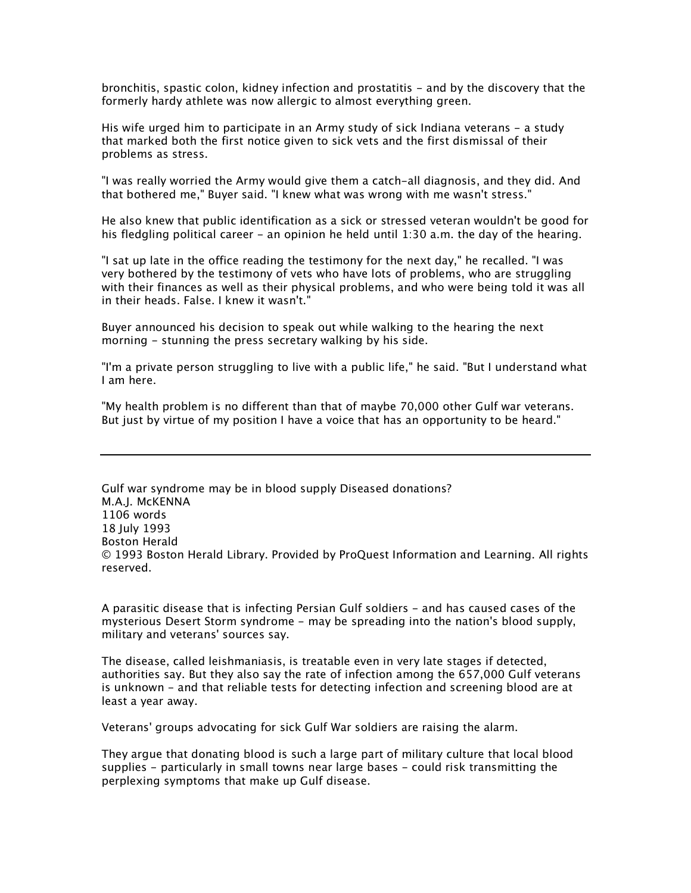bronchitis, spastic colon, kidney infection and prostatitis - and by the discovery that the formerly hardy athlete was now allergic to almost everything green.

His wife urged him to participate in an Army study of sick Indiana veterans - a study that marked both the first notice given to sick vets and the first dismissal of their problems as stress.

"I was really worried the Army would give them a catch-all diagnosis, and they did. And that bothered me," Buyer said. "I knew what was wrong with me wasn't stress."

He also knew that public identification as a sick or stressed veteran wouldn't be good for his fledgling political career - an opinion he held until 1:30 a.m. the day of the hearing.

"I sat up late in the office reading the testimony for the next day," he recalled. "I was very bothered by the testimony of vets who have lots of problems, who are struggling with their finances as well as their physical problems, and who were being told it was all in their heads. False. I knew it wasn't."

Buyer announced his decision to speak out while walking to the hearing the next morning - stunning the press secretary walking by his side.

"I'm a private person struggling to live with a public life," he said. "But I understand what I am here.

"My health problem is no different than that of maybe 70,000 other Gulf war veterans. But just by virtue of my position I have a voice that has an opportunity to be heard."

---

Gulf war syndrome may be in blood supply Diseased donations?
M.A.J. McKENNA
1106 words
18 July 1993
Boston Herald
© 1993 Boston Herald Library. Provided by ProQuest Information and Learning. All rights reserved.

A parasitic disease that is infecting Persian Gulf soldiers - and has caused cases of the mysterious Desert Storm syndrome - may be spreading into the nation's blood supply, military and veterans' sources say.

The disease, called leishmaniasis, is treatable even in very late stages if detected, authorities say. But they also say the rate of infection among the 657,000 Gulf veterans is unknown - and that reliable tests for detecting infection and screening blood are at least a year away.

Veterans' groups advocating for sick Gulf War soldiers are raising the alarm.

They argue that donating blood is such a large part of military culture that local blood supplies - particularly in small towns near large bases - could risk transmitting the perplexing symptoms that make up Gulf disease.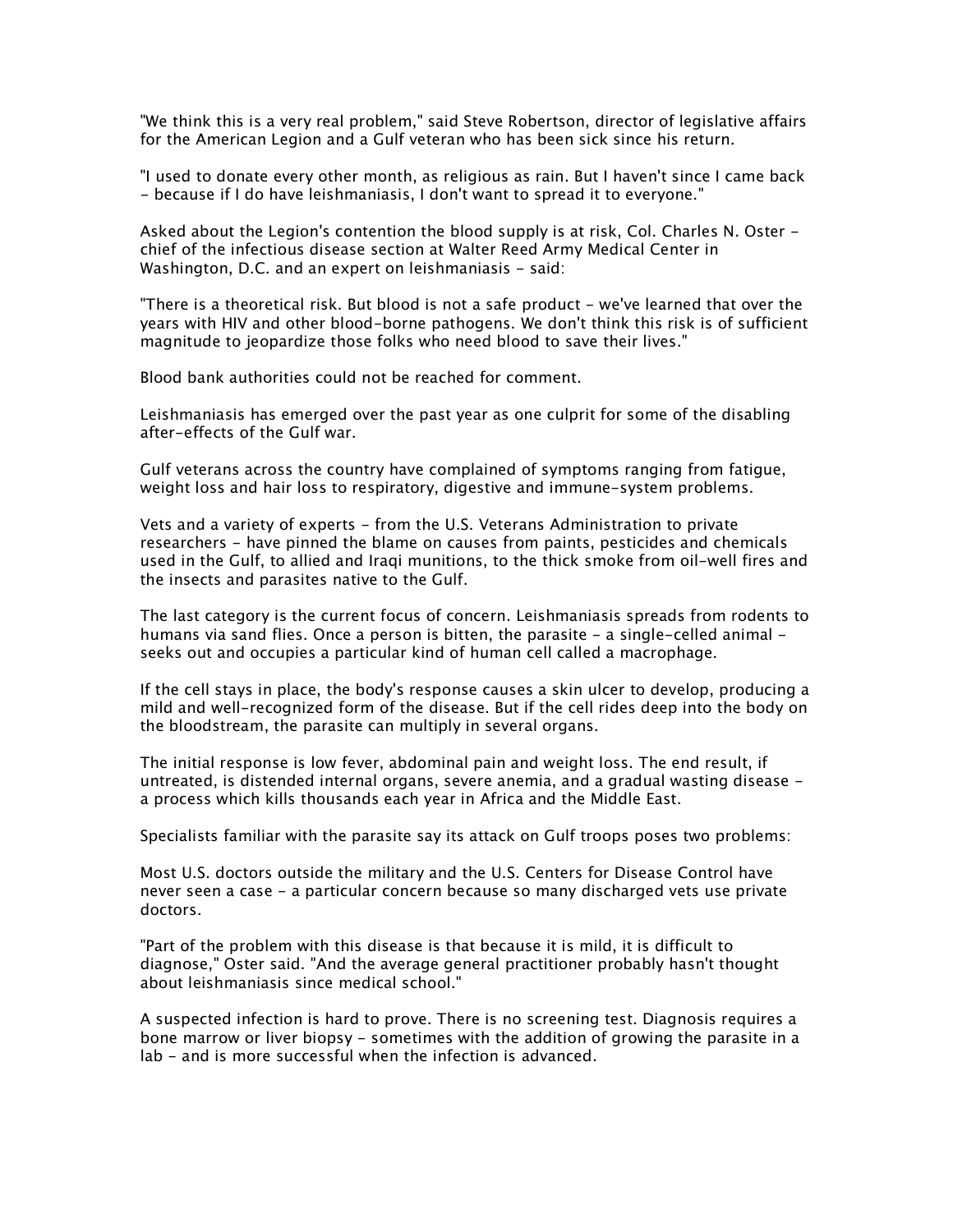"We think this is a very real problem," said Steve Robertson, director of legislative affairs for the American Legion and a Gulf veteran who has been sick since his return.

"I used to donate every other month, as religious as rain. But I haven't since I came back - because if I do have leishmaniasis, I don't want to spread it to everyone."

Asked about the Legion's contention the blood supply is at risk, Col. Charles N. Oster - chief of the infectious disease section at Walter Reed Army Medical Center in Washington, D.C. and an expert on leishmaniasis - said:

"There is a theoretical risk. But blood is not a safe product - we've learned that over the years with HIV and other blood-borne pathogens. We don't think this risk is of sufficient magnitude to jeopardize those folks who need blood to save their lives."

Blood bank authorities could not be reached for comment.

Leishmaniasis has emerged over the past year as one culprit for some of the disabling after-effects of the Gulf war.

Gulf veterans across the country have complained of symptoms ranging from fatigue, weight loss and hair loss to respiratory, digestive and immune-system problems.

Vets and a variety of experts - from the U.S. Veterans Administration to private researchers - have pinned the blame on causes from paints, pesticides and chemicals used in the Gulf, to allied and Iraqi munitions, to the thick smoke from oil-well fires and the insects and parasites native to the Gulf.

The last category is the current focus of concern. Leishmaniasis spreads from rodents to humans via sand flies. Once a person is bitten, the parasite - a single-celled animal - seeks out and occupies a particular kind of human cell called a macrophage.

If the cell stays in place, the body's response causes a skin ulcer to develop, producing a mild and well-recognized form of the disease. But if the cell rides deep into the body on the bloodstream, the parasite can multiply in several organs.

The initial response is low fever, abdominal pain and weight loss. The end result, if untreated, is distended internal organs, severe anemia, and a gradual wasting disease - a process which kills thousands each year in Africa and the Middle East.

Specialists familiar with the parasite say its attack on Gulf troops poses two problems:

Most U.S. doctors outside the military and the U.S. Centers for Disease Control have never seen a case - a particular concern because so many discharged vets use private doctors.

"Part of the problem with this disease is that because it is mild, it is difficult to diagnose," Oster said. "And the average general practitioner probably hasn't thought about leishmaniasis since medical school."

A suspected infection is hard to prove. There is no screening test. Diagnosis requires a bone marrow or liver biopsy - sometimes with the addition of growing the parasite in a lab - and is more successful when the infection is advanced.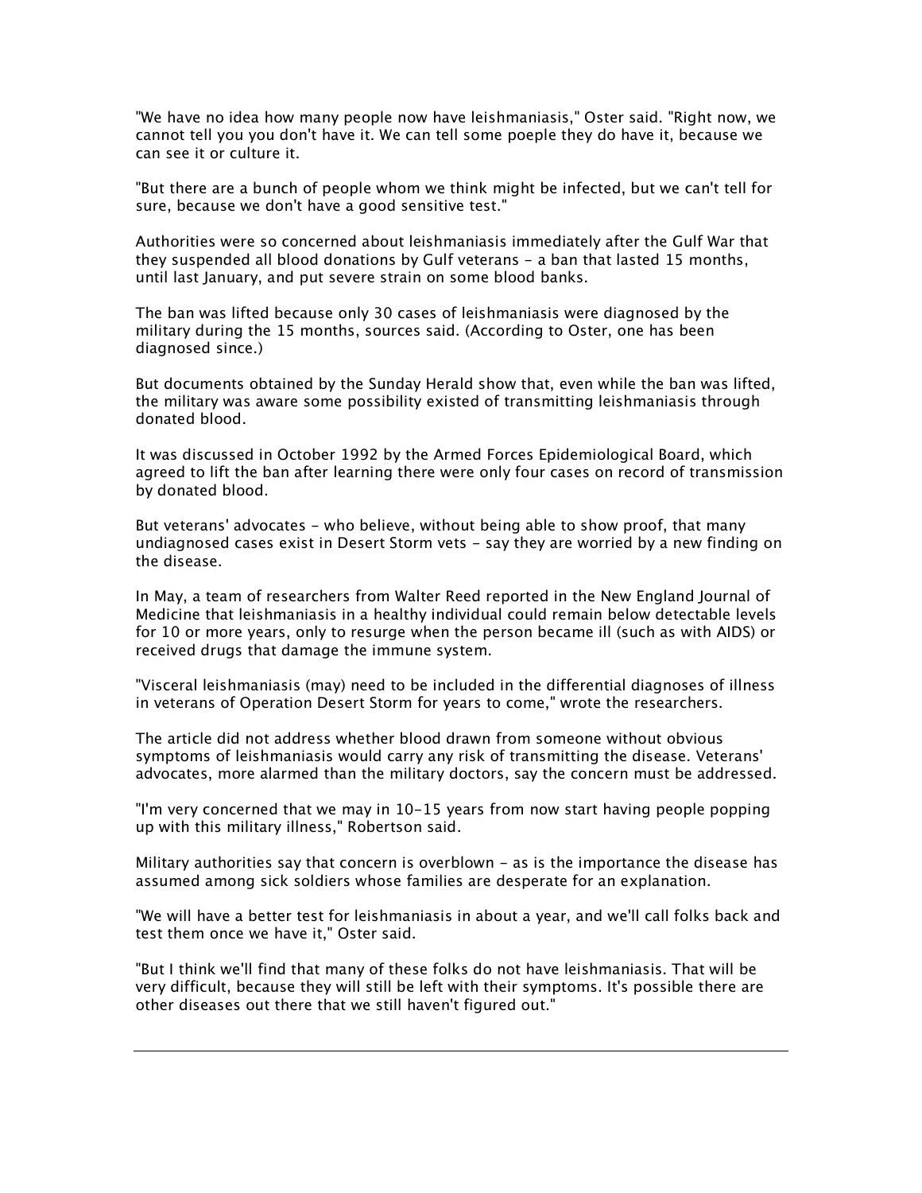"We have no idea how many people now have leishmaniasis," Oster said. "Right now, we cannot tell you you don't have it. We can tell some poeple they do have it, because we can see it or culture it.

"But there are a bunch of people whom we think might be infected, but we can't tell for sure, because we don't have a good sensitive test."

Authorities were so concerned about leishmaniasis immediately after the Gulf War that they suspended all blood donations by Gulf veterans - a ban that lasted 15 months, until last January, and put severe strain on some blood banks.

The ban was lifted because only 30 cases of leishmaniasis were diagnosed by the military during the 15 months, sources said. (According to Oster, one has been diagnosed since.)

But documents obtained by the Sunday Herald show that, even while the ban was lifted, the military was aware some possibility existed of transmitting leishmaniasis through donated blood.

It was discussed in October 1992 by the Armed Forces Epidemiological Board, which agreed to lift the ban after learning there were only four cases on record of transmission by donated blood.

But veterans' advocates - who believe, without being able to show proof, that many undiagnosed cases exist in Desert Storm vets - say they are worried by a new finding on the disease.

In May, a team of researchers from Walter Reed reported in the New England Journal of Medicine that leishmaniasis in a healthy individual could remain below detectable levels for 10 or more years, only to resurge when the person became ill (such as with AIDS) or received drugs that damage the immune system.

"Visceral leishmaniasis (may) need to be included in the differential diagnoses of illness in veterans of Operation Desert Storm for years to come," wrote the researchers.

The article did not address whether blood drawn from someone without obvious symptoms of leishmaniasis would carry any risk of transmitting the disease. Veterans' advocates, more alarmed than the military doctors, say the concern must be addressed.

"I'm very concerned that we may in 10-15 years from now start having people popping up with this military illness," Robertson said.

Military authorities say that concern is overblown - as is the importance the disease has assumed among sick soldiers whose families are desperate for an explanation.

"We will have a better test for leishmaniasis in about a year, and we'll call folks back and test them once we have it," Oster said.

"But I think we'll find that many of these folks do not have leishmaniasis. That will be very difficult, because they will still be left with their symptoms. It's possible there are other diseases out there that we still haven't figured out."

---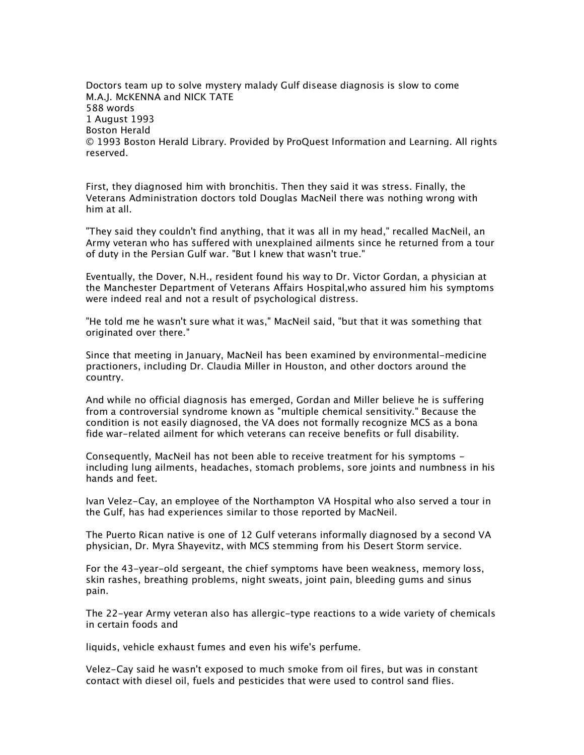Doctors team up to solve mystery malady Gulf disease diagnosis is slow to come
M.A.J. McKENNA and NICK TATE
588 words
1 August 1993
Boston Herald
© 1993 Boston Herald Library. Provided by ProQuest Information and Learning. All rights reserved.

First, they diagnosed him with bronchitis. Then they said it was stress. Finally, the Veterans Administration doctors told Douglas MacNeil there was nothing wrong with him at all.

"They said they couldn't find anything, that it was all in my head," recalled MacNeil, an Army veteran who has suffered with unexplained ailments since he returned from a tour of duty in the Persian Gulf war. "But I knew that wasn't true."

Eventually, the Dover, N.H., resident found his way to Dr. Victor Gordan, a physician at the Manchester Department of Veterans Affairs Hospital,who assured him his symptoms were indeed real and not a result of psychological distress.

"He told me he wasn't sure what it was," MacNeil said, "but that it was something that originated over there."

Since that meeting in January, MacNeil has been examined by environmental-medicine practioners, including Dr. Claudia Miller in Houston, and other doctors around the country.

And while no official diagnosis has emerged, Gordan and Miller believe he is suffering from a controversial syndrome known as "multiple chemical sensitivity." Because the condition is not easily diagnosed, the VA does not formally recognize MCS as a bona fide war-related ailment for which veterans can receive benefits or full disability.

Consequently, MacNeil has not been able to receive treatment for his symptoms - including lung ailments, headaches, stomach problems, sore joints and numbness in his hands and feet.

Ivan Velez-Cay, an employee of the Northampton VA Hospital who also served a tour in the Gulf, has had experiences similar to those reported by MacNeil.

The Puerto Rican native is one of 12 Gulf veterans informally diagnosed by a second VA physician, Dr. Myra Shayevitz, with MCS stemming from his Desert Storm service.

For the 43-year-old sergeant, the chief symptoms have been weakness, memory loss, skin rashes, breathing problems, night sweats, joint pain, bleeding gums and sinus pain.

The 22-year Army veteran also has allergic-type reactions to a wide variety of chemicals in certain foods and

liquids, vehicle exhaust fumes and even his wife's perfume.

Velez-Cay said he wasn't exposed to much smoke from oil fires, but was in constant contact with diesel oil, fuels and pesticides that were used to control sand flies.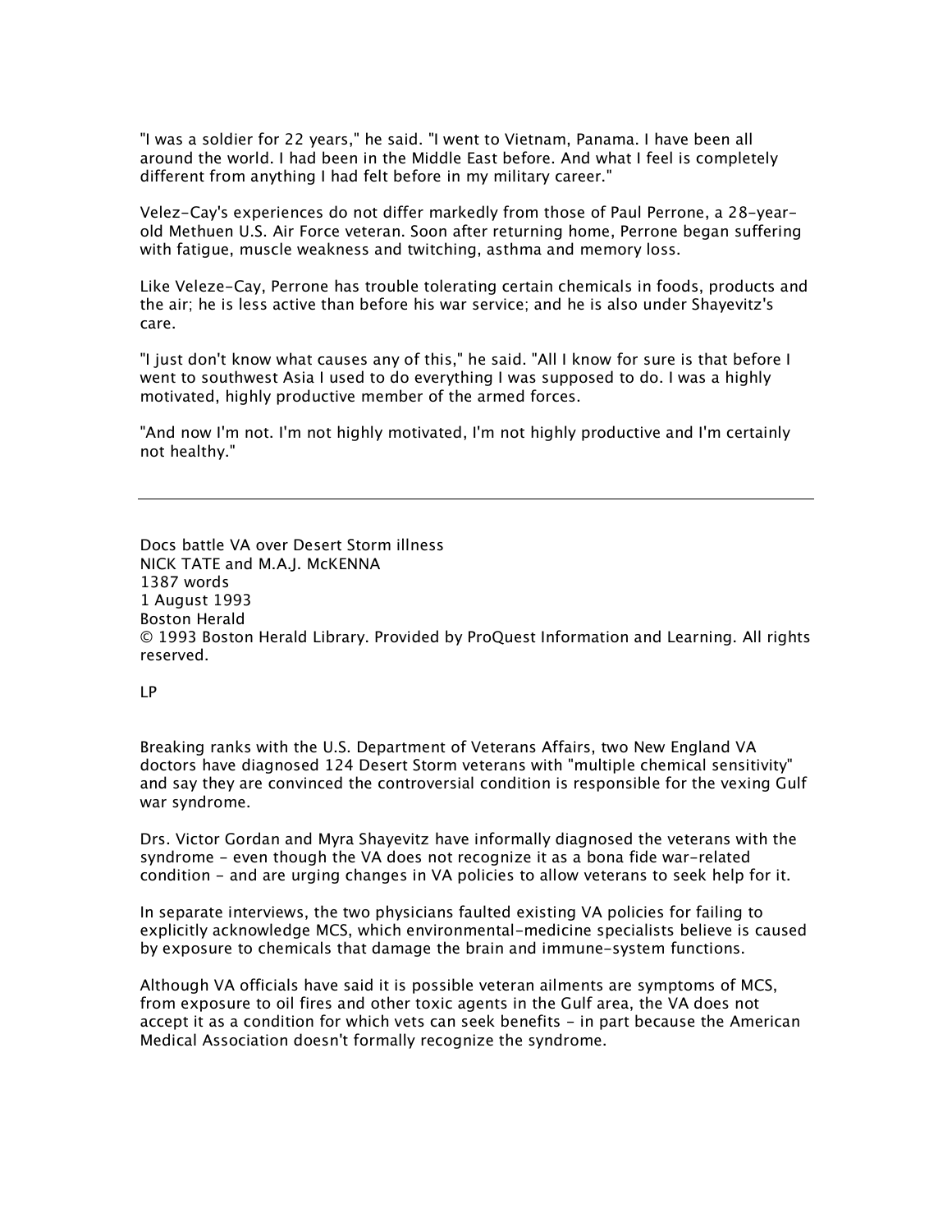"I was a soldier for 22 years," he said. "I went to Vietnam, Panama. I have been all around the world. I had been in the Middle East before. And what I feel is completely different from anything I had felt before in my military career."

Velez-Cay's experiences do not differ markedly from those of Paul Perrone, a 28-year-old Methuen U.S. Air Force veteran. Soon after returning home, Perrone began suffering with fatigue, muscle weakness and twitching, asthma and memory loss.

Like Veleze-Cay, Perrone has trouble tolerating certain chemicals in foods, products and the air; he is less active than before his war service; and he is also under Shayevitz's care.

"I just don't know what causes any of this," he said. "All I know for sure is that before I went to southwest Asia I used to do everything I was supposed to do. I was a highly motivated, highly productive member of the armed forces.

"And now I'm not. I'm not highly motivated, I'm not highly productive and I'm certainly not healthy."

---

Docs battle VA over Desert Storm illness
NICK TATE and M.A.J. McKENNA
1387 words
1 August 1993
Boston Herald
© 1993 Boston Herald Library. Provided by ProQuest Information and Learning. All rights reserved.

LP

Breaking ranks with the U.S. Department of Veterans Affairs, two New England VA doctors have diagnosed 124 Desert Storm veterans with "multiple chemical sensitivity" and say they are convinced the controversial condition is responsible for the vexing Gulf war syndrome.

Drs. Victor Gordan and Myra Shayevitz have informally diagnosed the veterans with the syndrome - even though the VA does not recognize it as a bona fide war-related condition - and are urging changes in VA policies to allow veterans to seek help for it.

In separate interviews, the two physicians faulted existing VA policies for failing to explicitly acknowledge MCS, which environmental-medicine specialists believe is caused by exposure to chemicals that damage the brain and immune-system functions.

Although VA officials have said it is possible veteran ailments are symptoms of MCS, from exposure to oil fires and other toxic agents in the Gulf area, the VA does not accept it as a condition for which vets can seek benefits - in part because the American Medical Association doesn't formally recognize the syndrome.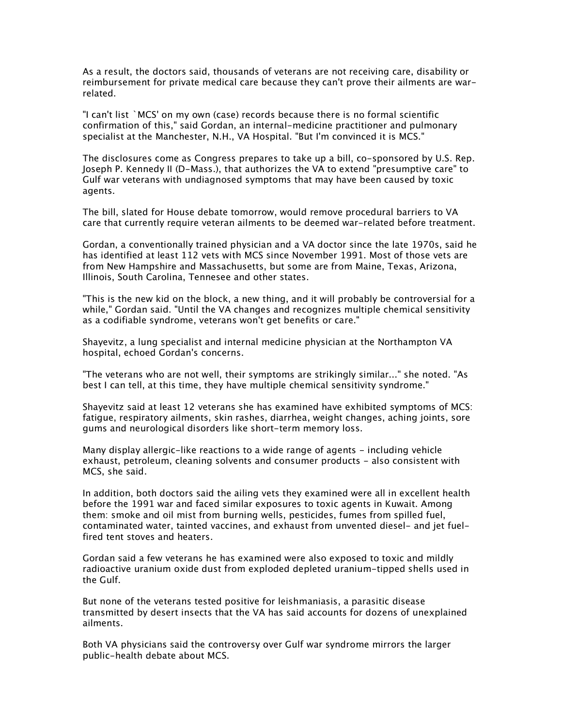As a result, the doctors said, thousands of veterans are not receiving care, disability or reimbursement for private medical care because they can't prove their ailments are war-related.

"I can't list `MCS' on my own (case) records because there is no formal scientific confirmation of this," said Gordan, an internal-medicine practitioner and pulmonary specialist at the Manchester, N.H., VA Hospital. "But I'm convinced it is MCS."

The disclosures come as Congress prepares to take up a bill, co-sponsored by U.S. Rep. Joseph P. Kennedy II (D-Mass.), that authorizes the VA to extend "presumptive care" to Gulf war veterans with undiagnosed symptoms that may have been caused by toxic agents.

The bill, slated for House debate tomorrow, would remove procedural barriers to VA care that currently require veteran ailments to be deemed war-related before treatment.

Gordan, a conventionally trained physician and a VA doctor since the late 1970s, said he has identified at least 112 vets with MCS since November 1991. Most of those vets are from New Hampshire and Massachusetts, but some are from Maine, Texas, Arizona, Illinois, South Carolina, Tennesee and other states.

"This is the new kid on the block, a new thing, and it will probably be controversial for a while," Gordan said. "Until the VA changes and recognizes multiple chemical sensitivity as a codifiable syndrome, veterans won't get benefits or care."

Shayevitz, a lung specialist and internal medicine physician at the Northampton VA hospital, echoed Gordan's concerns.

"The veterans who are not well, their symptoms are strikingly similar..." she noted. "As best I can tell, at this time, they have multiple chemical sensitivity syndrome."

Shayevitz said at least 12 veterans she has examined have exhibited symptoms of MCS: fatigue, respiratory ailments, skin rashes, diarrhea, weight changes, aching joints, sore gums and neurological disorders like short-term memory loss.

Many display allergic-like reactions to a wide range of agents - including vehicle exhaust, petroleum, cleaning solvents and consumer products - also consistent with MCS, she said.

In addition, both doctors said the ailing vets they examined were all in excellent health before the 1991 war and faced similar exposures to toxic agents in Kuwait. Among them: smoke and oil mist from burning wells, pesticides, fumes from spilled fuel, contaminated water, tainted vaccines, and exhaust from unvented diesel- and jet fuel-fired tent stoves and heaters.

Gordan said a few veterans he has examined were also exposed to toxic and mildly radioactive uranium oxide dust from exploded depleted uranium-tipped shells used in the Gulf.

But none of the veterans tested positive for leishmaniasis, a parasitic disease transmitted by desert insects that the VA has said accounts for dozens of unexplained ailments.

Both VA physicians said the controversy over Gulf war syndrome mirrors the larger public-health debate about MCS.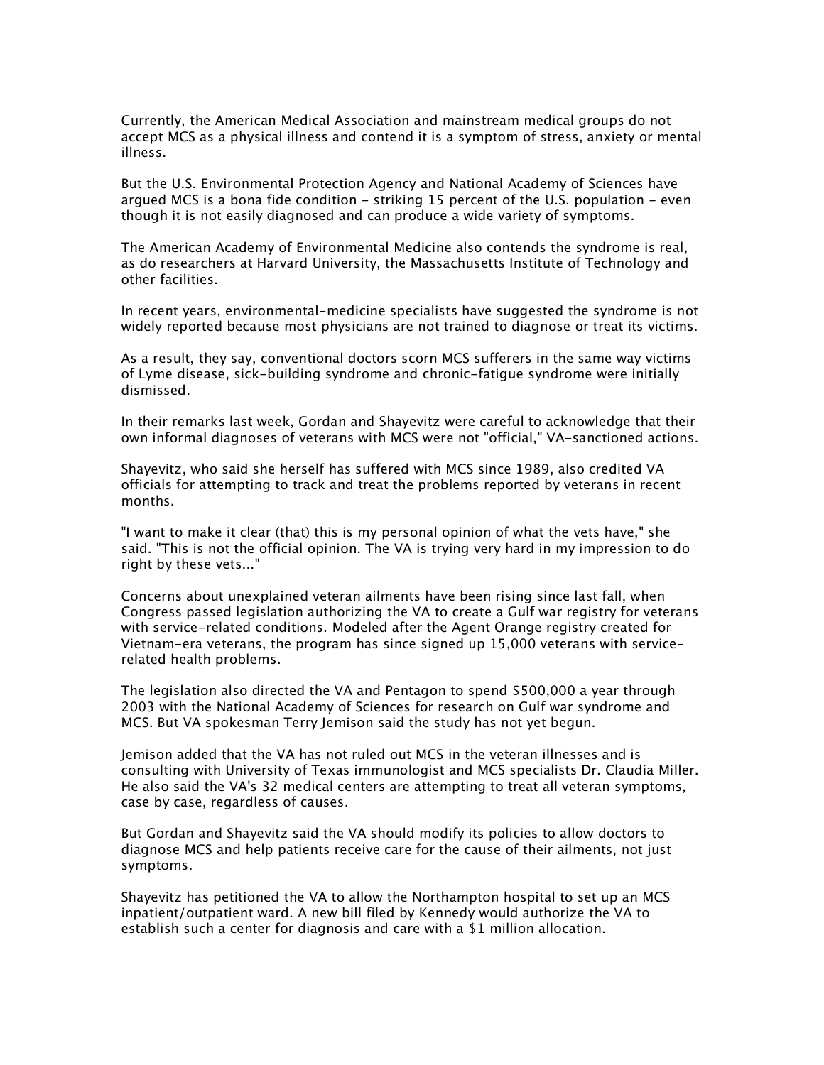Currently, the American Medical Association and mainstream medical groups do not accept MCS as a physical illness and contend it is a symptom of stress, anxiety or mental illness.

But the U.S. Environmental Protection Agency and National Academy of Sciences have argued MCS is a bona fide condition - striking 15 percent of the U.S. population - even though it is not easily diagnosed and can produce a wide variety of symptoms.

The American Academy of Environmental Medicine also contends the syndrome is real, as do researchers at Harvard University, the Massachusetts Institute of Technology and other facilities.

In recent years, environmental-medicine specialists have suggested the syndrome is not widely reported because most physicians are not trained to diagnose or treat its victims.

As a result, they say, conventional doctors scorn MCS sufferers in the same way victims of Lyme disease, sick-building syndrome and chronic-fatigue syndrome were initially dismissed.

In their remarks last week, Gordan and Shayevitz were careful to acknowledge that their own informal diagnoses of veterans with MCS were not "official," VA-sanctioned actions.

Shayevitz, who said she herself has suffered with MCS since 1989, also credited VA officials for attempting to track and treat the problems reported by veterans in recent months.

"I want to make it clear (that) this is my personal opinion of what the vets have," she said. "This is not the official opinion. The VA is trying very hard in my impression to do right by these vets..."

Concerns about unexplained veteran ailments have been rising since last fall, when Congress passed legislation authorizing the VA to create a Gulf war registry for veterans with service-related conditions. Modeled after the Agent Orange registry created for Vietnam-era veterans, the program has since signed up 15,000 veterans with service-related health problems.

The legislation also directed the VA and Pentagon to spend $500,000 a year through 2003 with the National Academy of Sciences for research on Gulf war syndrome and MCS. But VA spokesman Terry Jemison said the study has not yet begun.

Jemison added that the VA has not ruled out MCS in the veteran illnesses and is consulting with University of Texas immunologist and MCS specialists Dr. Claudia Miller. He also said the VA's 32 medical centers are attempting to treat all veteran symptoms, case by case, regardless of causes.

But Gordan and Shayevitz said the VA should modify its policies to allow doctors to diagnose MCS and help patients receive care for the cause of their ailments, not just symptoms.

Shayevitz has petitioned the VA to allow the Northampton hospital to set up an MCS inpatient/outpatient ward. A new bill filed by Kennedy would authorize the VA to establish such a center for diagnosis and care with a $1 million allocation.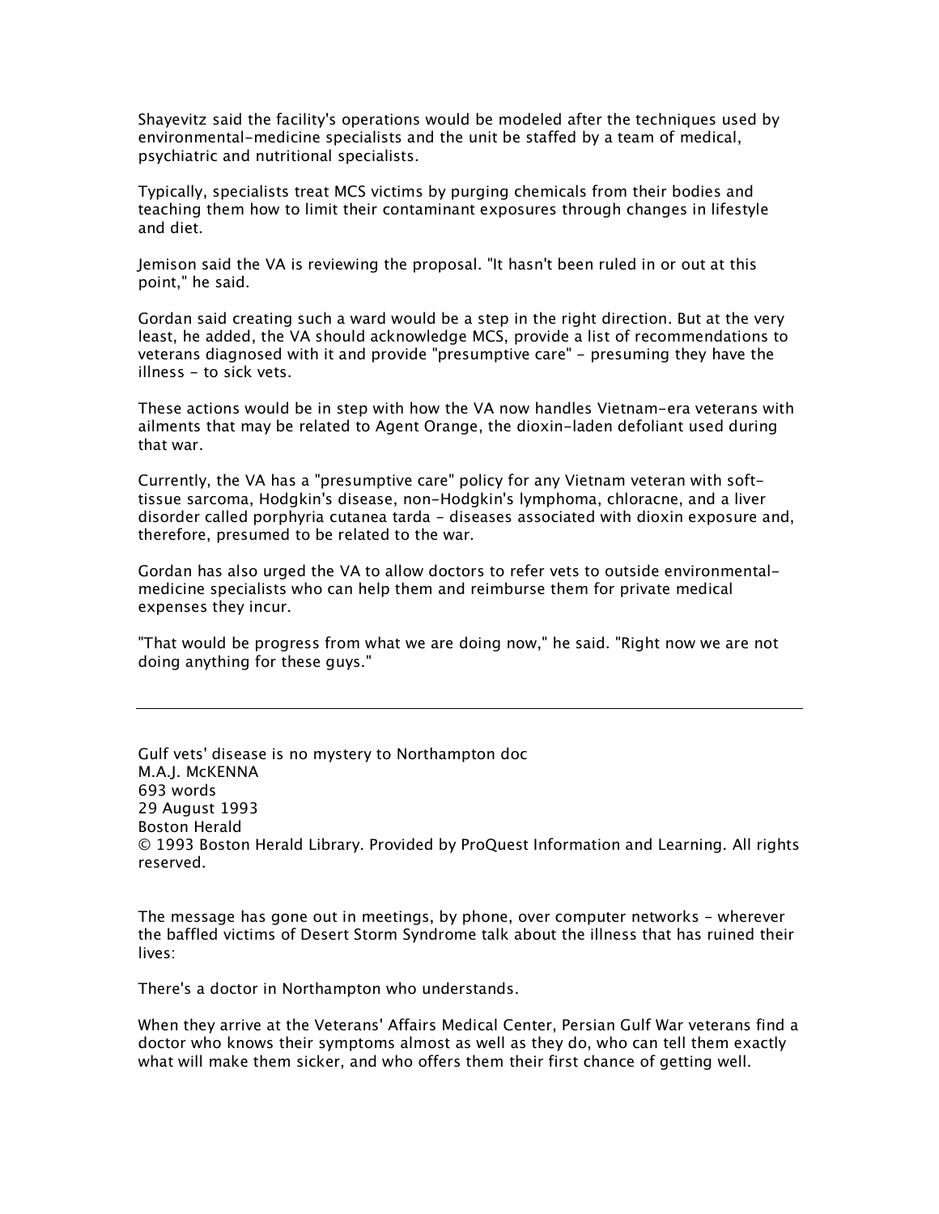Shayevitz said the facility's operations would be modeled after the techniques used by environmental-medicine specialists and the unit be staffed by a team of medical, psychiatric and nutritional specialists.

Typically, specialists treat MCS victims by purging chemicals from their bodies and teaching them how to limit their contaminant exposures through changes in lifestyle and diet.

Jemison said the VA is reviewing the proposal. "It hasn't been ruled in or out at this point," he said.

Gordan said creating such a ward would be a step in the right direction. But at the very least, he added, the VA should acknowledge MCS, provide a list of recommendations to veterans diagnosed with it and provide "presumptive care" - presuming they have the illness - to sick vets.

These actions would be in step with how the VA now handles Vietnam-era veterans with ailments that may be related to Agent Orange, the dioxin-laden defoliant used during that war.

Currently, the VA has a "presumptive care" policy for any Vietnam veteran with soft-tissue sarcoma, Hodgkin's disease, non-Hodgkin's lymphoma, chloracne, and a liver disorder called porphyria cutanea tarda - diseases associated with dioxin exposure and, therefore, presumed to be related to the war.

Gordan has also urged the VA to allow doctors to refer vets to outside environmental-medicine specialists who can help them and reimburse them for private medical expenses they incur.

"That would be progress from what we are doing now," he said. "Right now we are not doing anything for these guys."

---

Gulf vets' disease is no mystery to Northampton doc
M.A.J. McKENNA
693 words
29 August 1993
Boston Herald
© 1993 Boston Herald Library. Provided by ProQuest Information and Learning. All rights reserved.

The message has gone out in meetings, by phone, over computer networks - wherever the baffled victims of Desert Storm Syndrome talk about the illness that has ruined their lives:

There's a doctor in Northampton who understands.

When they arrive at the Veterans' Affairs Medical Center, Persian Gulf War veterans find a doctor who knows their symptoms almost as well as they do, who can tell them exactly what will make them sicker, and who offers them their first chance of getting well.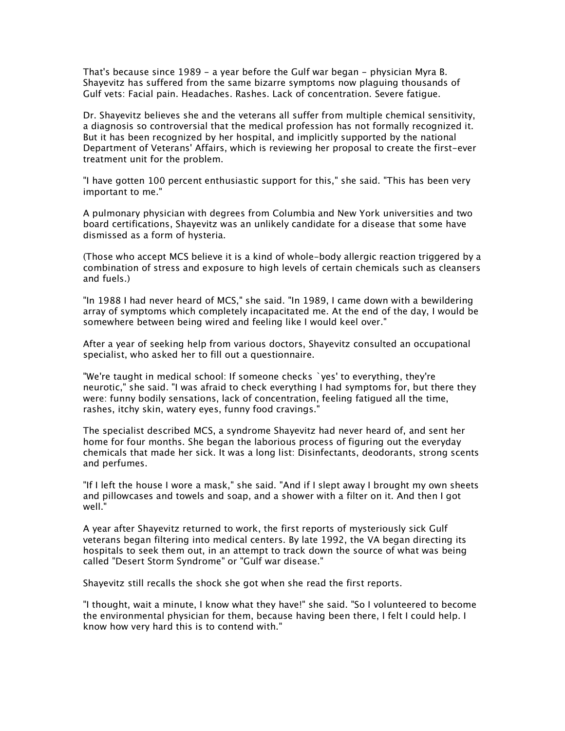That's because since 1989 - a year before the Gulf war began - physician Myra B. Shayevitz has suffered from the same bizarre symptoms now plaguing thousands of Gulf vets: Facial pain. Headaches. Rashes. Lack of concentration. Severe fatigue.

Dr. Shayevitz believes she and the veterans all suffer from multiple chemical sensitivity, a diagnosis so controversial that the medical profession has not formally recognized it. But it has been recognized by her hospital, and implicitly supported by the national Department of Veterans' Affairs, which is reviewing her proposal to create the first-ever treatment unit for the problem.

"I have gotten 100 percent enthusiastic support for this," she said. "This has been very important to me."

A pulmonary physician with degrees from Columbia and New York universities and two board certifications, Shayevitz was an unlikely candidate for a disease that some have dismissed as a form of hysteria.

(Those who accept MCS believe it is a kind of whole-body allergic reaction triggered by a combination of stress and exposure to high levels of certain chemicals such as cleansers and fuels.)

"In 1988 I had never heard of MCS," she said. "In 1989, I came down with a bewildering array of symptoms which completely incapacitated me. At the end of the day, I would be somewhere between being wired and feeling like I would keel over."

After a year of seeking help from various doctors, Shayevitz consulted an occupational specialist, who asked her to fill out a questionnaire.

"We're taught in medical school: If someone checks `yes' to everything, they're neurotic," she said. "I was afraid to check everything I had symptoms for, but there they were: funny bodily sensations, lack of concentration, feeling fatigued all the time, rashes, itchy skin, watery eyes, funny food cravings."

The specialist described MCS, a syndrome Shayevitz had never heard of, and sent her home for four months. She began the laborious process of figuring out the everyday chemicals that made her sick. It was a long list: Disinfectants, deodorants, strong scents and perfumes.

"If I left the house I wore a mask," she said. "And if I slept away I brought my own sheets and pillowcases and towels and soap, and a shower with a filter on it. And then I got well."

A year after Shayevitz returned to work, the first reports of mysteriously sick Gulf veterans began filtering into medical centers. By late 1992, the VA began directing its hospitals to seek them out, in an attempt to track down the source of what was being called "Desert Storm Syndrome" or "Gulf war disease."

Shayevitz still recalls the shock she got when she read the first reports.

"I thought, wait a minute, I know what they have!" she said. "So I volunteered to become the environmental physician for them, because having been there, I felt I could help. I know how very hard this is to contend with."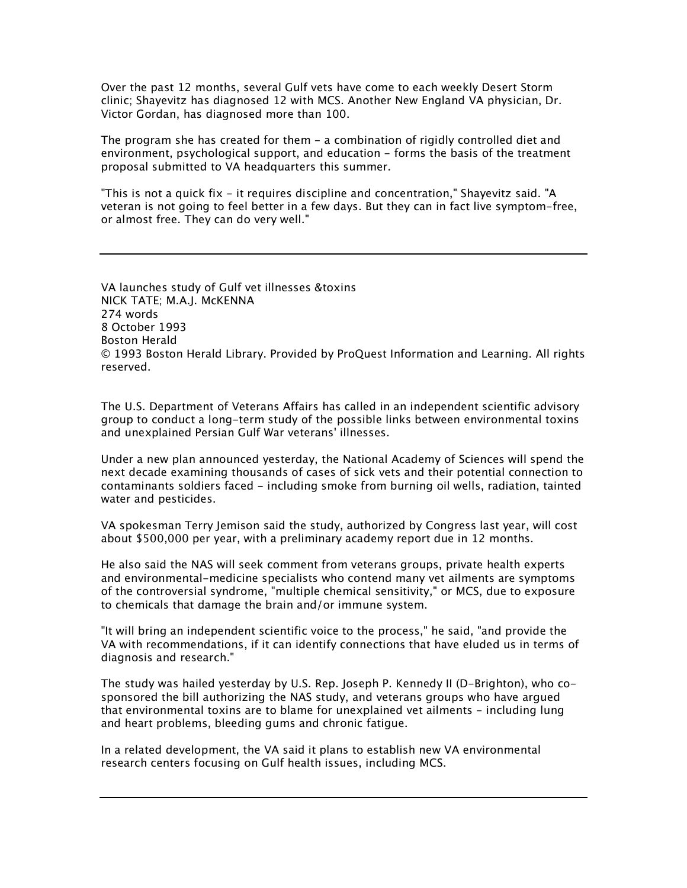Over the past 12 months, several Gulf vets have come to each weekly Desert Storm clinic; Shayevitz has diagnosed 12 with MCS. Another New England VA physician, Dr. Victor Gordan, has diagnosed more than 100.

The program she has created for them - a combination of rigidly controlled diet and environment, psychological support, and education - forms the basis of the treatment proposal submitted to VA headquarters this summer.

"This is not a quick fix - it requires discipline and concentration," Shayevitz said. "A veteran is not going to feel better in a few days. But they can in fact live symptom-free, or almost free. They can do very well."

---

VA launches study of Gulf vet illnesses &toxins
NICK TATE; M.A.J. McKENNA
274 words
8 October 1993
Boston Herald
© 1993 Boston Herald Library. Provided by ProQuest Information and Learning. All rights reserved.

The U.S. Department of Veterans Affairs has called in an independent scientific advisory group to conduct a long-term study of the possible links between environmental toxins and unexplained Persian Gulf War veterans' illnesses.

Under a new plan announced yesterday, the National Academy of Sciences will spend the next decade examining thousands of cases of sick vets and their potential connection to contaminants soldiers faced - including smoke from burning oil wells, radiation, tainted water and pesticides.

VA spokesman Terry Jemison said the study, authorized by Congress last year, will cost about $500,000 per year, with a preliminary academy report due in 12 months.

He also said the NAS will seek comment from veterans groups, private health experts and environmental-medicine specialists who contend many vet ailments are symptoms of the controversial syndrome, "multiple chemical sensitivity," or MCS, due to exposure to chemicals that damage the brain and/or immune system.

"It will bring an independent scientific voice to the process," he said, "and provide the VA with recommendations, if it can identify connections that have eluded us in terms of diagnosis and research."

The study was hailed yesterday by U.S. Rep. Joseph P. Kennedy II (D-Brighton), who co-sponsored the bill authorizing the NAS study, and veterans groups who have argued that environmental toxins are to blame for unexplained vet ailments - including lung and heart problems, bleeding gums and chronic fatigue.

In a related development, the VA said it plans to establish new VA environmental research centers focusing on Gulf health issues, including MCS.

---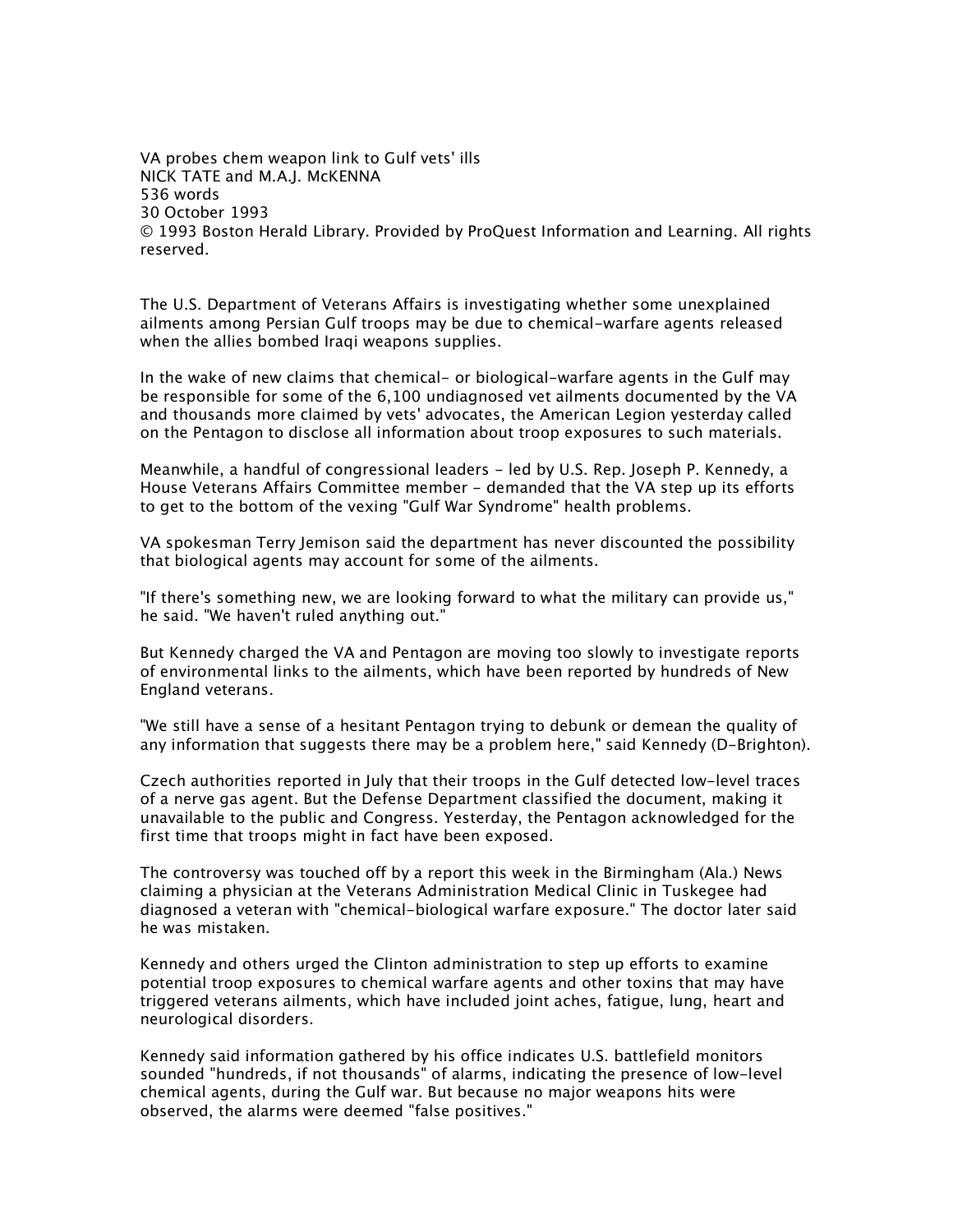VA probes chem weapon link to Gulf vets' ills
NICK TATE and M.A.J. McKENNA
536 words
30 October 1993
© 1993 Boston Herald Library. Provided by ProQuest Information and Learning. All rights reserved.

The U.S. Department of Veterans Affairs is investigating whether some unexplained ailments among Persian Gulf troops may be due to chemical-warfare agents released when the allies bombed Iraqi weapons supplies.

In the wake of new claims that chemical- or biological-warfare agents in the Gulf may be responsible for some of the 6,100 undiagnosed vet ailments documented by the VA and thousands more claimed by vets' advocates, the American Legion yesterday called on the Pentagon to disclose all information about troop exposures to such materials.

Meanwhile, a handful of congressional leaders - led by U.S. Rep. Joseph P. Kennedy, a House Veterans Affairs Committee member - demanded that the VA step up its efforts to get to the bottom of the vexing "Gulf War Syndrome" health problems.

VA spokesman Terry Jemison said the department has never discounted the possibility that biological agents may account for some of the ailments.

"If there's something new, we are looking forward to what the military can provide us," he said. "We haven't ruled anything out."

But Kennedy charged the VA and Pentagon are moving too slowly to investigate reports of environmental links to the ailments, which have been reported by hundreds of New England veterans.

"We still have a sense of a hesitant Pentagon trying to debunk or demean the quality of any information that suggests there may be a problem here," said Kennedy (D-Brighton).

Czech authorities reported in July that their troops in the Gulf detected low-level traces of a nerve gas agent. But the Defense Department classified the document, making it unavailable to the public and Congress. Yesterday, the Pentagon acknowledged for the first time that troops might in fact have been exposed.

The controversy was touched off by a report this week in the Birmingham (Ala.) News claiming a physician at the Veterans Administration Medical Clinic in Tuskegee had diagnosed a veteran with "chemical-biological warfare exposure." The doctor later said he was mistaken.

Kennedy and others urged the Clinton administration to step up efforts to examine potential troop exposures to chemical warfare agents and other toxins that may have triggered veterans ailments, which have included joint aches, fatigue, lung, heart and neurological disorders.

Kennedy said information gathered by his office indicates U.S. battlefield monitors sounded "hundreds, if not thousands" of alarms, indicating the presence of low-level chemical agents, during the Gulf war. But because no major weapons hits were observed, the alarms were deemed "false positives."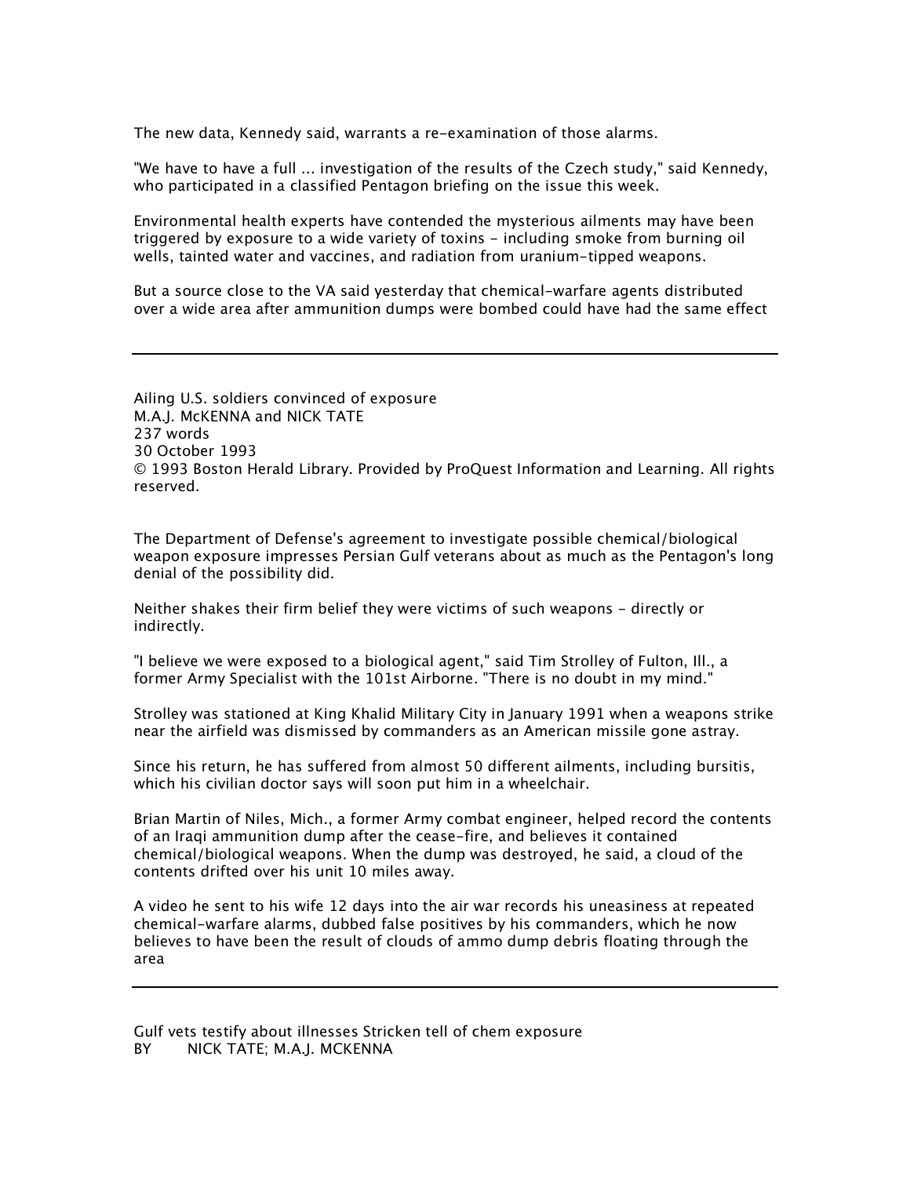The new data, Kennedy said, warrants a re-examination of those alarms.

"We have to have a full ... investigation of the results of the Czech study," said Kennedy, who participated in a classified Pentagon briefing on the issue this week.

Environmental health experts have contended the mysterious ailments may have been triggered by exposure to a wide variety of toxins - including smoke from burning oil wells, tainted water and vaccines, and radiation from uranium-tipped weapons.

But a source close to the VA said yesterday that chemical-warfare agents distributed over a wide area after ammunition dumps were bombed could have had the same effect

---

Ailing U.S. soldiers convinced of exposure
M.A.J. McKENNA and NICK TATE
237 words
30 October 1993
© 1993 Boston Herald Library. Provided by ProQuest Information and Learning. All rights reserved.

The Department of Defense's agreement to investigate possible chemical/biological weapon exposure impresses Persian Gulf veterans about as much as the Pentagon's long denial of the possibility did.

Neither shakes their firm belief they were victims of such weapons - directly or indirectly.

"I believe we were exposed to a biological agent," said Tim Strolley of Fulton, Ill., a former Army Specialist with the 101st Airborne. "There is no doubt in my mind."

Strolley was stationed at King Khalid Military City in January 1991 when a weapons strike near the airfield was dismissed by commanders as an American missile gone astray.

Since his return, he has suffered from almost 50 different ailments, including bursitis, which his civilian doctor says will soon put him in a wheelchair.

Brian Martin of Niles, Mich., a former Army combat engineer, helped record the contents of an Iraqi ammunition dump after the cease-fire, and believes it contained chemical/biological weapons. When the dump was destroyed, he said, a cloud of the contents drifted over his unit 10 miles away.

A video he sent to his wife 12 days into the air war records his uneasiness at repeated chemical-warfare alarms, dubbed false positives by his commanders, which he now believes to have been the result of clouds of ammo dump debris floating through the area

---

Gulf vets testify about illnesses Stricken tell of chem exposure
BY NICK TATE; M.A.J. MCKENNA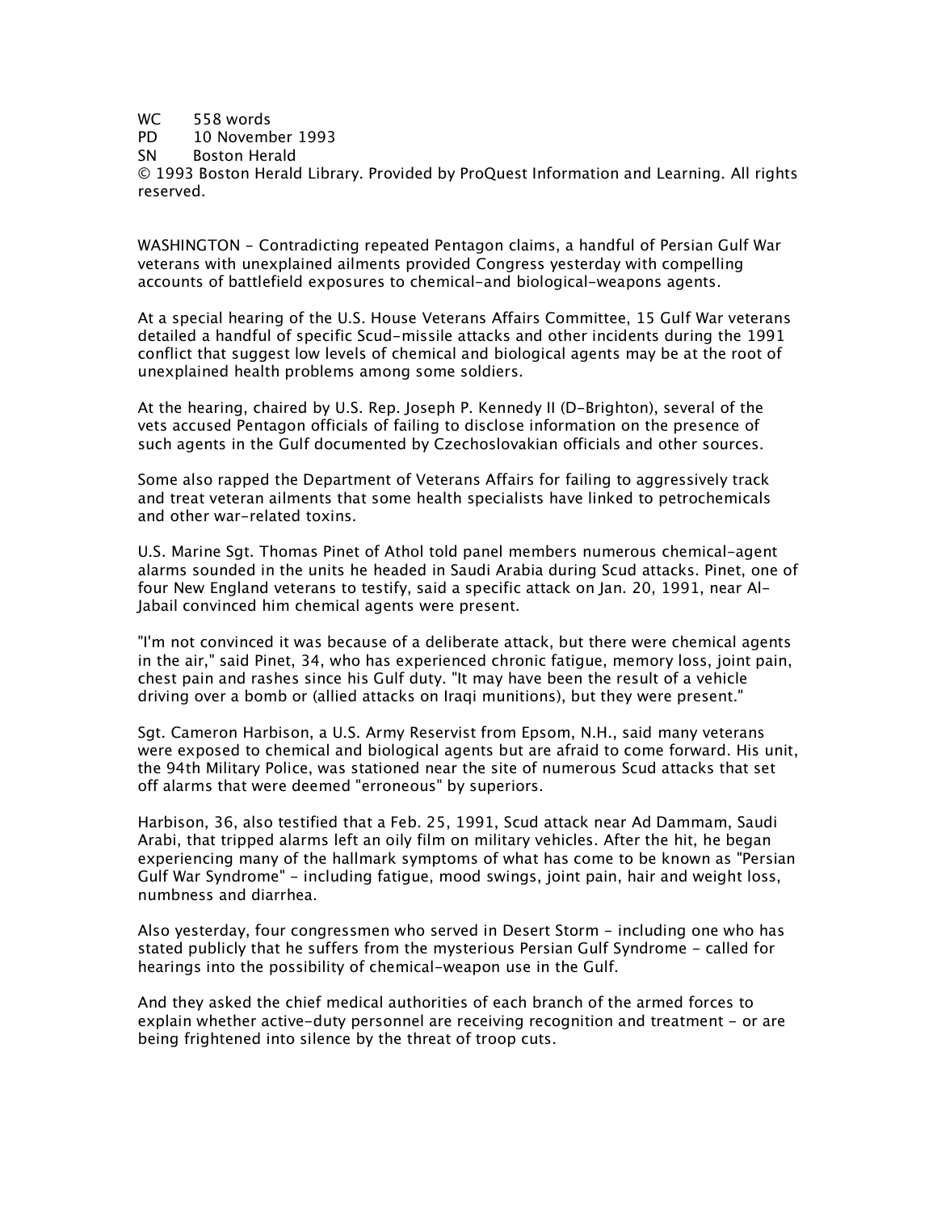WC 558 words
PD 10 November 1993
SN Boston Herald
© 1993 Boston Herald Library. Provided by ProQuest Information and Learning. All rights reserved.

WASHINGTON - Contradicting repeated Pentagon claims, a handful of Persian Gulf War veterans with unexplained ailments provided Congress yesterday with compelling accounts of battlefield exposures to chemical-and biological-weapons agents.

At a special hearing of the U.S. House Veterans Affairs Committee, 15 Gulf War veterans detailed a handful of specific Scud-missile attacks and other incidents during the 1991 conflict that suggest low levels of chemical and biological agents may be at the root of unexplained health problems among some soldiers.

At the hearing, chaired by U.S. Rep. Joseph P. Kennedy II (D-Brighton), several of the vets accused Pentagon officials of failing to disclose information on the presence of such agents in the Gulf documented by Czechoslovakian officials and other sources.

Some also rapped the Department of Veterans Affairs for failing to aggressively track and treat veteran ailments that some health specialists have linked to petrochemicals and other war-related toxins.

U.S. Marine Sgt. Thomas Pinet of Athol told panel members numerous chemical-agent alarms sounded in the units he headed in Saudi Arabia during Scud attacks. Pinet, one of four New England veterans to testify, said a specific attack on Jan. 20, 1991, near Al-Jabail convinced him chemical agents were present.

"I'm not convinced it was because of a deliberate attack, but there were chemical agents in the air," said Pinet, 34, who has experienced chronic fatigue, memory loss, joint pain, chest pain and rashes since his Gulf duty. "It may have been the result of a vehicle driving over a bomb or (allied attacks on Iraqi munitions), but they were present."

Sgt. Cameron Harbison, a U.S. Army Reservist from Epsom, N.H., said many veterans were exposed to chemical and biological agents but are afraid to come forward. His unit, the 94th Military Police, was stationed near the site of numerous Scud attacks that set off alarms that were deemed "erroneous" by superiors.

Harbison, 36, also testified that a Feb. 25, 1991, Scud attack near Ad Dammam, Saudi Arabi, that tripped alarms left an oily film on military vehicles. After the hit, he began experiencing many of the hallmark symptoms of what has come to be known as "Persian Gulf War Syndrome" - including fatigue, mood swings, joint pain, hair and weight loss, numbness and diarrhea.

Also yesterday, four congressmen who served in Desert Storm - including one who has stated publicly that he suffers from the mysterious Persian Gulf Syndrome - called for hearings into the possibility of chemical-weapon use in the Gulf.

And they asked the chief medical authorities of each branch of the armed forces to explain whether active-duty personnel are receiving recognition and treatment - or are being frightened into silence by the threat of troop cuts.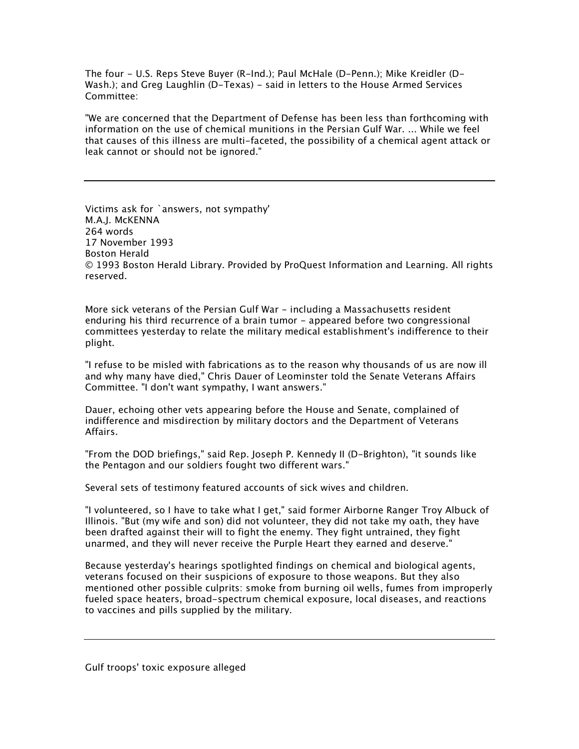The four - U.S. Reps Steve Buyer (R-Ind.); Paul McHale (D-Penn.); Mike Kreidler (D-Wash.); and Greg Laughlin (D-Texas) - said in letters to the House Armed Services Committee:

"We are concerned that the Department of Defense has been less than forthcoming with information on the use of chemical munitions in the Persian Gulf War. ... While we feel that causes of this illness are multi-faceted, the possibility of a chemical agent attack or leak cannot or should not be ignored."

---

Victims ask for `answers, not sympathy'
M.A.J. McKENNA
264 words
17 November 1993
Boston Herald
© 1993 Boston Herald Library. Provided by ProQuest Information and Learning. All rights reserved.

More sick veterans of the Persian Gulf War - including a Massachusetts resident enduring his third recurrence of a brain tumor - appeared before two congressional committees yesterday to relate the military medical establishment's indifference to their plight.

"I refuse to be misled with fabrications as to the reason why thousands of us are now ill and why many have died," Chris Dauer of Leominster told the Senate Veterans Affairs Committee. "I don't want sympathy, I want answers."

Dauer, echoing other vets appearing before the House and Senate, complained of indifference and misdirection by military doctors and the Department of Veterans Affairs.

"From the DOD briefings," said Rep. Joseph P. Kennedy II (D-Brighton), "it sounds like the Pentagon and our soldiers fought two different wars."

Several sets of testimony featured accounts of sick wives and children.

"I volunteered, so I have to take what I get," said former Airborne Ranger Troy Albuck of Illinois. "But (my wife and son) did not volunteer, they did not take my oath, they have been drafted against their will to fight the enemy. They fight untrained, they fight unarmed, and they will never receive the Purple Heart they earned and deserve."

Because yesterday's hearings spotlighted findings on chemical and biological agents, veterans focused on their suspicions of exposure to those weapons. But they also mentioned other possible culprits: smoke from burning oil wells, fumes from improperly fueled space heaters, broad-spectrum chemical exposure, local diseases, and reactions to vaccines and pills supplied by the military.

---

Gulf troops' toxic exposure alleged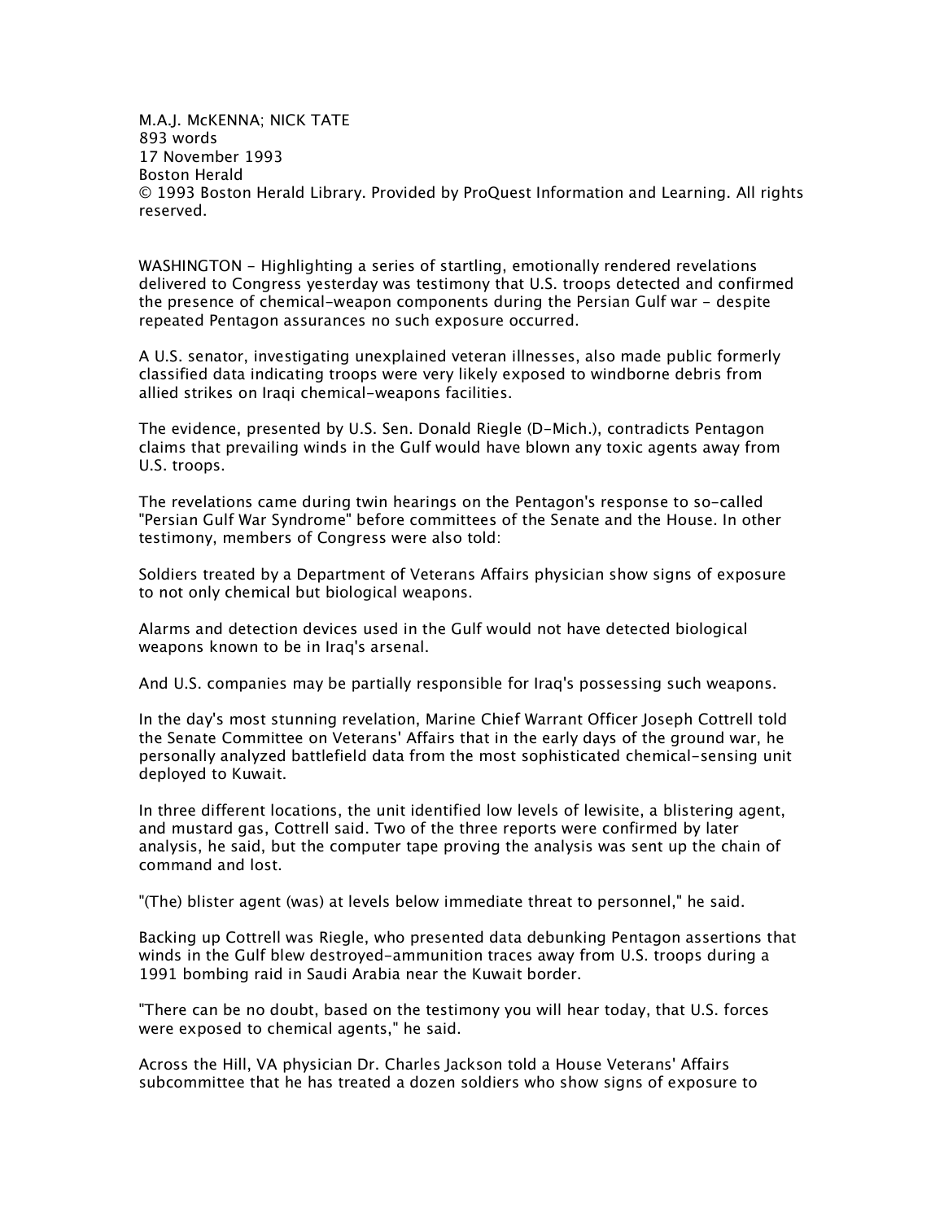M.A.J. McKENNA; NICK TATE
893 words
17 November 1993
Boston Herald
© 1993 Boston Herald Library. Provided by ProQuest Information and Learning. All rights reserved.

WASHINGTON - Highlighting a series of startling, emotionally rendered revelations delivered to Congress yesterday was testimony that U.S. troops detected and confirmed the presence of chemical-weapon components during the Persian Gulf war - despite repeated Pentagon assurances no such exposure occurred.

A U.S. senator, investigating unexplained veteran illnesses, also made public formerly classified data indicating troops were very likely exposed to windborne debris from allied strikes on Iraqi chemical-weapons facilities.

The evidence, presented by U.S. Sen. Donald Riegle (D-Mich.), contradicts Pentagon claims that prevailing winds in the Gulf would have blown any toxic agents away from U.S. troops.

The revelations came during twin hearings on the Pentagon's response to so-called "Persian Gulf War Syndrome" before committees of the Senate and the House. In other testimony, members of Congress were also told:

Soldiers treated by a Department of Veterans Affairs physician show signs of exposure to not only chemical but biological weapons.

Alarms and detection devices used in the Gulf would not have detected biological weapons known to be in Iraq's arsenal.

And U.S. companies may be partially responsible for Iraq's possessing such weapons.

In the day's most stunning revelation, Marine Chief Warrant Officer Joseph Cottrell told the Senate Committee on Veterans' Affairs that in the early days of the ground war, he personally analyzed battlefield data from the most sophisticated chemical-sensing unit deployed to Kuwait.

In three different locations, the unit identified low levels of lewisite, a blistering agent, and mustard gas, Cottrell said. Two of the three reports were confirmed by later analysis, he said, but the computer tape proving the analysis was sent up the chain of command and lost.

"(The) blister agent (was) at levels below immediate threat to personnel," he said.

Backing up Cottrell was Riegle, who presented data debunking Pentagon assertions that winds in the Gulf blew destroyed-ammunition traces away from U.S. troops during a 1991 bombing raid in Saudi Arabia near the Kuwait border.

"There can be no doubt, based on the testimony you will hear today, that U.S. forces were exposed to chemical agents," he said.

Across the Hill, VA physician Dr. Charles Jackson told a House Veterans' Affairs subcommittee that he has treated a dozen soldiers who show signs of exposure to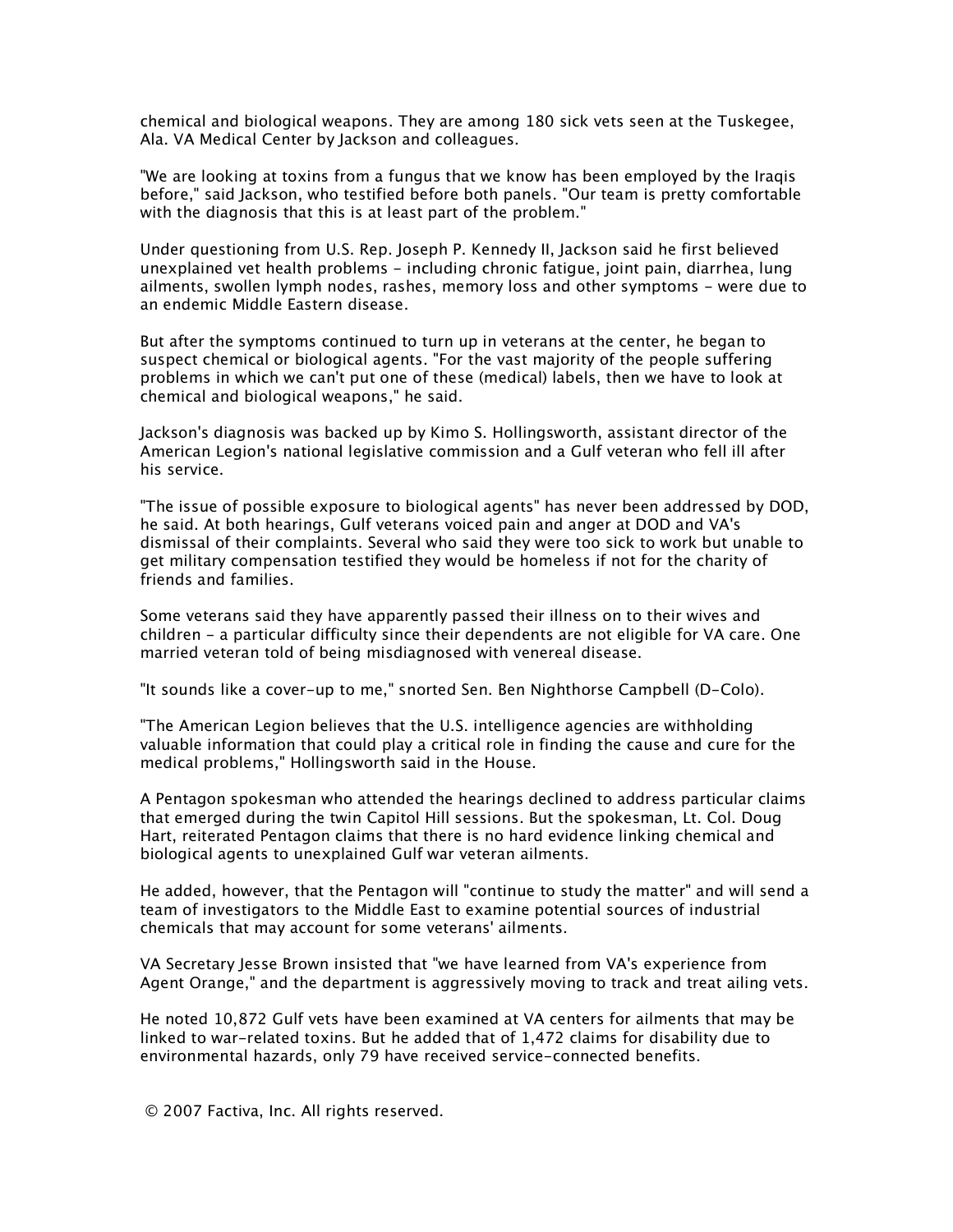chemical and biological weapons. They are among 180 sick vets seen at the Tuskegee, Ala. VA Medical Center by Jackson and colleagues.

"We are looking at toxins from a fungus that we know has been employed by the Iraqis before," said Jackson, who testified before both panels. "Our team is pretty comfortable with the diagnosis that this is at least part of the problem."

Under questioning from U.S. Rep. Joseph P. Kennedy II, Jackson said he first believed unexplained vet health problems - including chronic fatigue, joint pain, diarrhea, lung ailments, swollen lymph nodes, rashes, memory loss and other symptoms - were due to an endemic Middle Eastern disease.

But after the symptoms continued to turn up in veterans at the center, he began to suspect chemical or biological agents. "For the vast majority of the people suffering problems in which we can't put one of these (medical) labels, then we have to look at chemical and biological weapons," he said.

Jackson's diagnosis was backed up by Kimo S. Hollingsworth, assistant director of the American Legion's national legislative commission and a Gulf veteran who fell ill after his service.

"The issue of possible exposure to biological agents" has never been addressed by DOD, he said. At both hearings, Gulf veterans voiced pain and anger at DOD and VA's dismissal of their complaints. Several who said they were too sick to work but unable to get military compensation testified they would be homeless if not for the charity of friends and families.

Some veterans said they have apparently passed their illness on to their wives and children - a particular difficulty since their dependents are not eligible for VA care. One married veteran told of being misdiagnosed with venereal disease.

"It sounds like a cover-up to me," snorted Sen. Ben Nighthorse Campbell (D-Colo).

"The American Legion believes that the U.S. intelligence agencies are withholding valuable information that could play a critical role in finding the cause and cure for the medical problems," Hollingsworth said in the House.

A Pentagon spokesman who attended the hearings declined to address particular claims that emerged during the twin Capitol Hill sessions. But the spokesman, Lt. Col. Doug Hart, reiterated Pentagon claims that there is no hard evidence linking chemical and biological agents to unexplained Gulf war veteran ailments.

He added, however, that the Pentagon will "continue to study the matter" and will send a team of investigators to the Middle East to examine potential sources of industrial chemicals that may account for some veterans' ailments.

VA Secretary Jesse Brown insisted that "we have learned from VA's experience from Agent Orange," and the department is aggressively moving to track and treat ailing vets.

He noted 10,872 Gulf vets have been examined at VA centers for ailments that may be linked to war-related toxins. But he added that of 1,472 claims for disability due to environmental hazards, only 79 have received service-connected benefits.

© 2007 Factiva, Inc. All rights reserved.